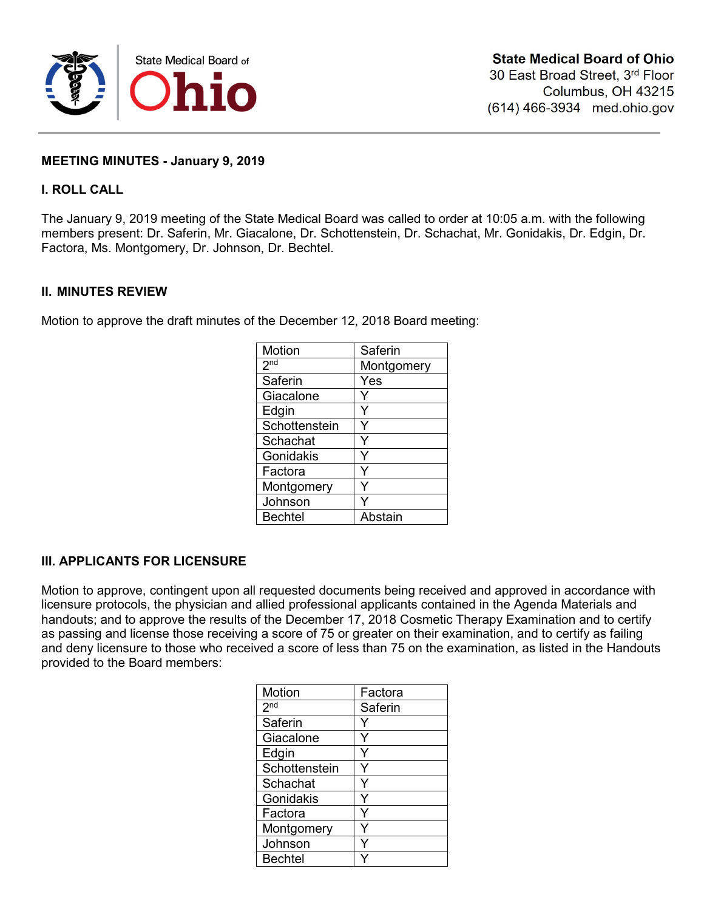State Medical Board of Ohio

**State Medical Board of Ohio**
30 East Broad Street, 3rd Floor
Columbus, OH 43215
(614) 466-3934 med.ohio.gov

**MEETING MINUTES - January 9, 2019**

## I. ROLL CALL

The January 9, 2019 meeting of the State Medical Board was called to order at 10:05 a.m. with the following members present: Dr. Saferin, Mr. Giacalone, Dr. Schottenstein, Dr. Schachat, Mr. Gonidakis, Dr. Edgin, Dr. Factora, Ms. Montgomery, Dr. Johnson, Dr. Bechtel.

## II. MINUTES REVIEW

Motion to approve the draft minutes of the December 12, 2018 Board meeting:

| Motion | Saferin |
|---|---|
| 2nd | Montgomery |
| Saferin | Yes |
| Giacalone | Y |
| Edgin | Y |
| Schottenstein | Y |
| Schachat | Y |
| Gonidakis | Y |
| Factora | Y |
| Montgomery | Y |
| Johnson | Y |
| Bechtel | Abstain |

## III. APPLICANTS FOR LICENSURE

Motion to approve, contingent upon all requested documents being received and approved in accordance with licensure protocols, the physician and allied professional applicants contained in the Agenda Materials and handouts; and to approve the results of the December 17, 2018 Cosmetic Therapy Examination and to certify as passing and license those receiving a score of 75 or greater on their examination, and to certify as failing and deny licensure to those who received a score of less than 75 on the examination, as listed in the Handouts provided to the Board members:

| Motion | Factora |
|---|---|
| 2nd | Saferin |
| Saferin | Y |
| Giacalone | Y |
| Edgin | Y |
| Schottenstein | Y |
| Schachat | Y |
| Gonidakis | Y |
| Factora | Y |
| Montgomery | Y |
| Johnson | Y |
| Bechtel | Y |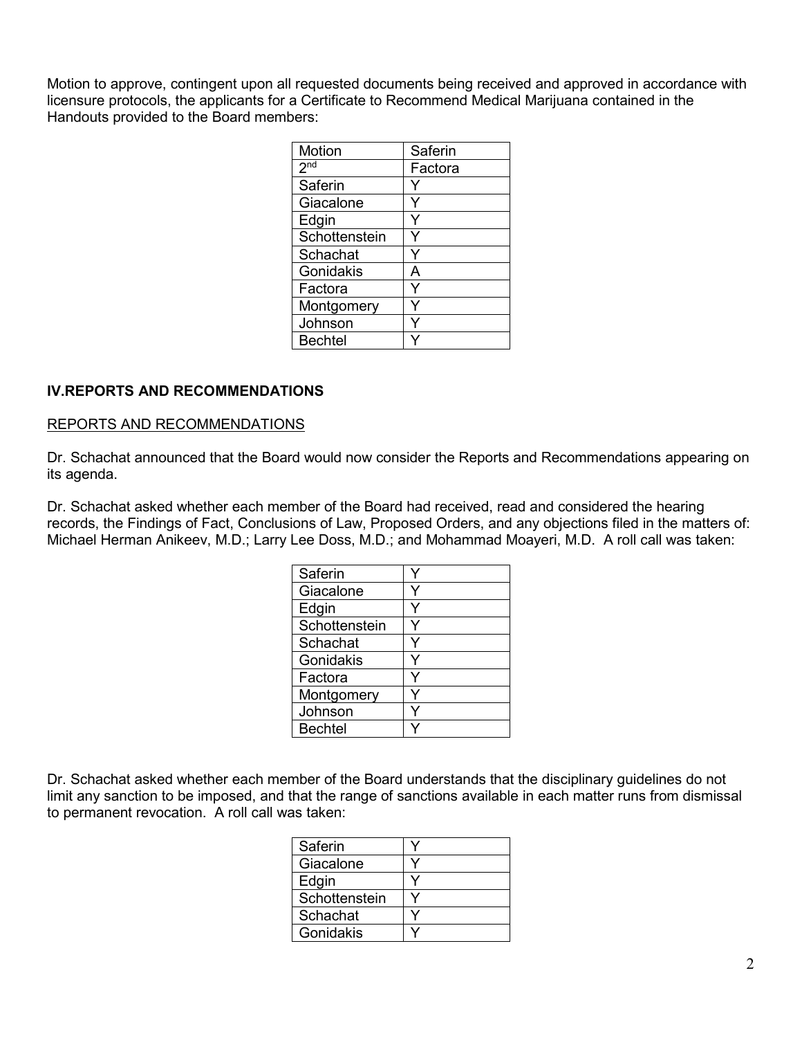Motion to approve, contingent upon all requested documents being received and approved in accordance with licensure protocols, the applicants for a Certificate to Recommend Medical Marijuana contained in the Handouts provided to the Board members:

| Motion | Saferin |
| --- | --- |
| 2nd | Factora |
| Saferin | Y |
| Giacalone | Y |
| Edgin | Y |
| Schottenstein | Y |
| Schachat | Y |
| Gonidakis | A |
| Factora | Y |
| Montgomery | Y |
| Johnson | Y |
| Bechtel | Y |

## IV.REPORTS AND RECOMMENDATIONS

REPORTS AND RECOMMENDATIONS

Dr. Schachat announced that the Board would now consider the Reports and Recommendations appearing on its agenda.

Dr. Schachat asked whether each member of the Board had received, read and considered the hearing records, the Findings of Fact, Conclusions of Law, Proposed Orders, and any objections filed in the matters of: Michael Herman Anikeev, M.D.; Larry Lee Doss, M.D.; and Mohammad Moayeri, M.D. A roll call was taken:

| Saferin | Y |
| --- | --- |
| Giacalone | Y |
| Edgin | Y |
| Schottenstein | Y |
| Schachat | Y |
| Gonidakis | Y |
| Factora | Y |
| Montgomery | Y |
| Johnson | Y |
| Bechtel | Y |

Dr. Schachat asked whether each member of the Board understands that the disciplinary guidelines do not limit any sanction to be imposed, and that the range of sanctions available in each matter runs from dismissal to permanent revocation. A roll call was taken:

| Saferin | Y |
| --- | --- |
| Giacalone | Y |
| Edgin | Y |
| Schottenstein | Y |
| Schachat | Y |
| Gonidakis | Y |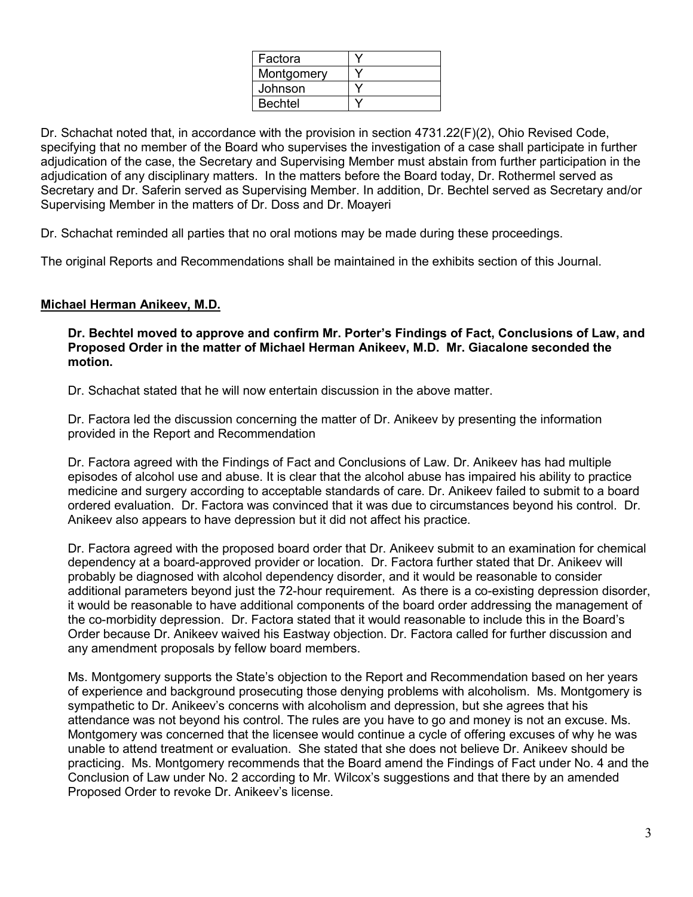| Factora | Y |
|---|---|
| Montgomery | Y |
| Johnson | Y |
| Bechtel | Y |

Dr. Schachat noted that, in accordance with the provision in section 4731.22(F)(2), Ohio Revised Code, specifying that no member of the Board who supervises the investigation of a case shall participate in further adjudication of the case, the Secretary and Supervising Member must abstain from further participation in the adjudication of any disciplinary matters. In the matters before the Board today, Dr. Rothermel served as Secretary and Dr. Saferin served as Supervising Member. In addition, Dr. Bechtel served as Secretary and/or Supervising Member in the matters of Dr. Doss and Dr. Moayeri

Dr. Schachat reminded all parties that no oral motions may be made during these proceedings.

The original Reports and Recommendations shall be maintained in the exhibits section of this Journal.

**Michael Herman Anikeev, M.D.**

**Dr. Bechtel moved to approve and confirm Mr. Porter's Findings of Fact, Conclusions of Law, and Proposed Order in the matter of Michael Herman Anikeev, M.D. Mr. Giacalone seconded the motion.**

Dr. Schachat stated that he will now entertain discussion in the above matter.

Dr. Factora led the discussion concerning the matter of Dr. Anikeev by presenting the information provided in the Report and Recommendation

Dr. Factora agreed with the Findings of Fact and Conclusions of Law. Dr. Anikeev has had multiple episodes of alcohol use and abuse. It is clear that the alcohol abuse has impaired his ability to practice medicine and surgery according to acceptable standards of care. Dr. Anikeev failed to submit to a board ordered evaluation. Dr. Factora was convinced that it was due to circumstances beyond his control. Dr. Anikeev also appears to have depression but it did not affect his practice.

Dr. Factora agreed with the proposed board order that Dr. Anikeev submit to an examination for chemical dependency at a board-approved provider or location. Dr. Factora further stated that Dr. Anikeev will probably be diagnosed with alcohol dependency disorder, and it would be reasonable to consider additional parameters beyond just the 72-hour requirement. As there is a co-existing depression disorder, it would be reasonable to have additional components of the board order addressing the management of the co-morbidity depression. Dr. Factora stated that it would reasonable to include this in the Board's Order because Dr. Anikeev waived his Eastway objection. Dr. Factora called for further discussion and any amendment proposals by fellow board members.

Ms. Montgomery supports the State's objection to the Report and Recommendation based on her years of experience and background prosecuting those denying problems with alcoholism. Ms. Montgomery is sympathetic to Dr. Anikeev's concerns with alcoholism and depression, but she agrees that his attendance was not beyond his control. The rules are you have to go and money is not an excuse. Ms. Montgomery was concerned that the licensee would continue a cycle of offering excuses of why he was unable to attend treatment or evaluation. She stated that she does not believe Dr. Anikeev should be practicing. Ms. Montgomery recommends that the Board amend the Findings of Fact under No. 4 and the Conclusion of Law under No. 2 according to Mr. Wilcox's suggestions and that there by an amended Proposed Order to revoke Dr. Anikeev's license.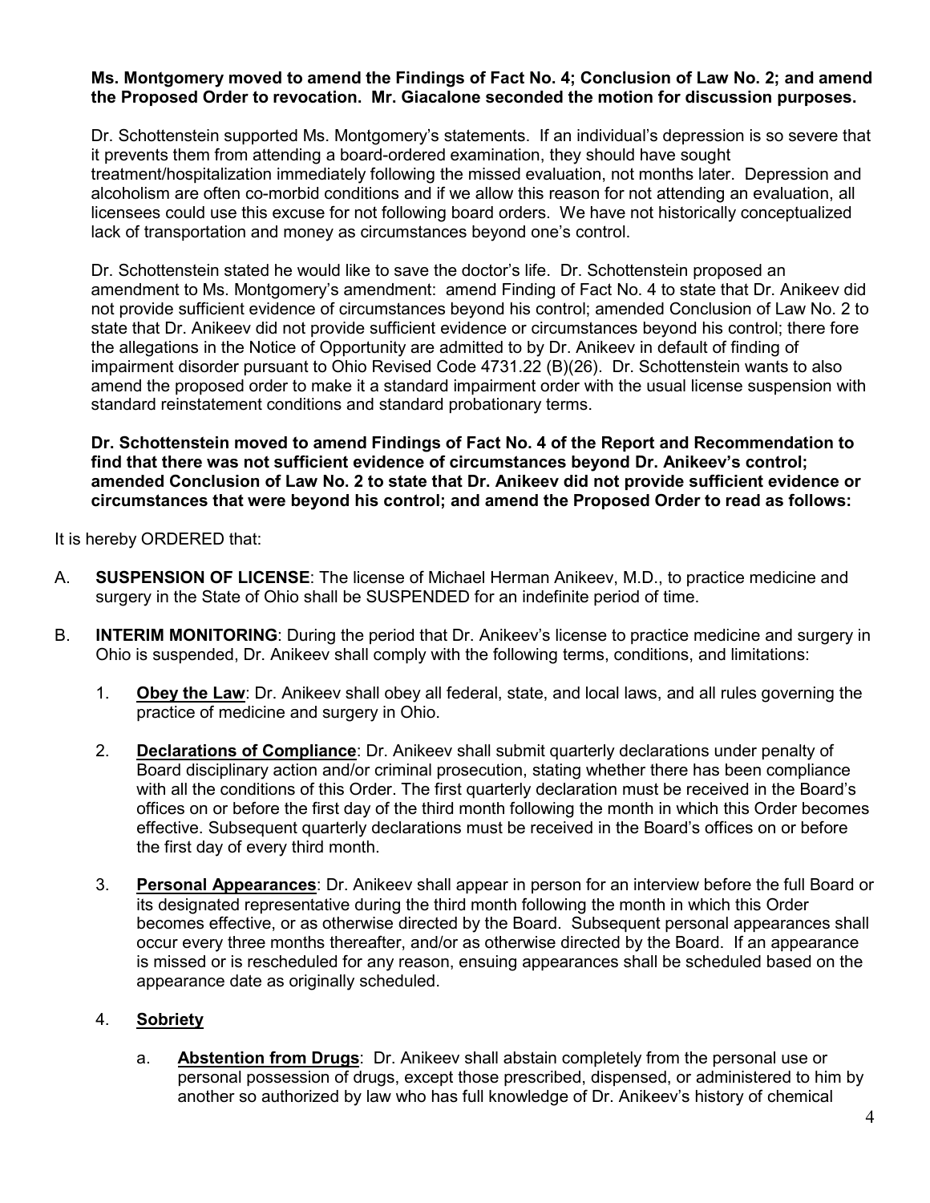**Ms. Montgomery moved to amend the Findings of Fact No. 4; Conclusion of Law No. 2; and amend the Proposed Order to revocation. Mr. Giacalone seconded the motion for discussion purposes.**

Dr. Schottenstein supported Ms. Montgomery's statements. If an individual's depression is so severe that it prevents them from attending a board-ordered examination, they should have sought treatment/hospitalization immediately following the missed evaluation, not months later. Depression and alcoholism are often co-morbid conditions and if we allow this reason for not attending an evaluation, all licensees could use this excuse for not following board orders. We have not historically conceptualized lack of transportation and money as circumstances beyond one's control.

Dr. Schottenstein stated he would like to save the doctor's life. Dr. Schottenstein proposed an amendment to Ms. Montgomery's amendment: amend Finding of Fact No. 4 to state that Dr. Anikeev did not provide sufficient evidence of circumstances beyond his control; amended Conclusion of Law No. 2 to state that Dr. Anikeev did not provide sufficient evidence or circumstances beyond his control; there fore the allegations in the Notice of Opportunity are admitted to by Dr. Anikeev in default of finding of impairment disorder pursuant to Ohio Revised Code 4731.22 (B)(26). Dr. Schottenstein wants to also amend the proposed order to make it a standard impairment order with the usual license suspension with standard reinstatement conditions and standard probationary terms.

**Dr. Schottenstein moved to amend Findings of Fact No. 4 of the Report and Recommendation to find that there was not sufficient evidence of circumstances beyond Dr. Anikeev's control; amended Conclusion of Law No. 2 to state that Dr. Anikeev did not provide sufficient evidence or circumstances that were beyond his control; and amend the Proposed Order to read as follows:**

It is hereby ORDERED that:

A. **SUSPENSION OF LICENSE**: The license of Michael Herman Anikeev, M.D., to practice medicine and surgery in the State of Ohio shall be SUSPENDED for an indefinite period of time.

B. **INTERIM MONITORING**: During the period that Dr. Anikeev's license to practice medicine and surgery in Ohio is suspended, Dr. Anikeev shall comply with the following terms, conditions, and limitations:

   1. **Obey the Law**: Dr. Anikeev shall obey all federal, state, and local laws, and all rules governing the practice of medicine and surgery in Ohio.

   2. **Declarations of Compliance**: Dr. Anikeev shall submit quarterly declarations under penalty of Board disciplinary action and/or criminal prosecution, stating whether there has been compliance with all the conditions of this Order. The first quarterly declaration must be received in the Board's offices on or before the first day of the third month following the month in which this Order becomes effective. Subsequent quarterly declarations must be received in the Board's offices on or before the first day of every third month.

   3. **Personal Appearances**: Dr. Anikeev shall appear in person for an interview before the full Board or its designated representative during the third month following the month in which this Order becomes effective, or as otherwise directed by the Board. Subsequent personal appearances shall occur every three months thereafter, and/or as otherwise directed by the Board. If an appearance is missed or is rescheduled for any reason, ensuing appearances shall be scheduled based on the appearance date as originally scheduled.

   4. **Sobriety**

      a. **Abstention from Drugs**: Dr. Anikeev shall abstain completely from the personal use or personal possession of drugs, except those prescribed, dispensed, or administered to him by another so authorized by law who has full knowledge of Dr. Anikeev's history of chemical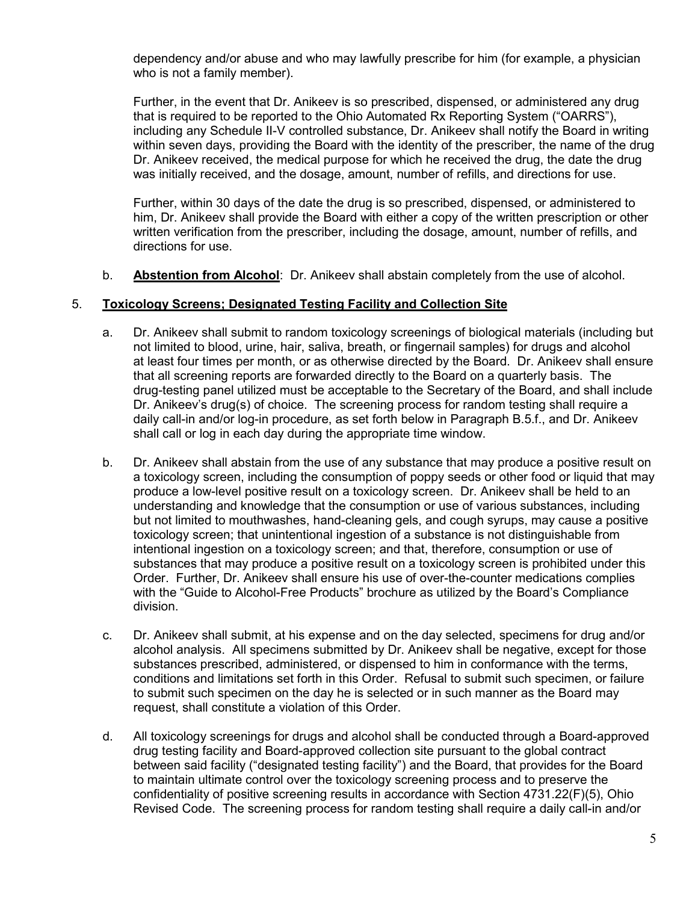dependency and/or abuse and who may lawfully prescribe for him (for example, a physician who is not a family member).

Further, in the event that Dr. Anikeev is so prescribed, dispensed, or administered any drug that is required to be reported to the Ohio Automated Rx Reporting System ("OARRS"), including any Schedule II-V controlled substance, Dr. Anikeev shall notify the Board in writing within seven days, providing the Board with the identity of the prescriber, the name of the drug Dr. Anikeev received, the medical purpose for which he received the drug, the date the drug was initially received, and the dosage, amount, number of refills, and directions for use.

Further, within 30 days of the date the drug is so prescribed, dispensed, or administered to him, Dr. Anikeev shall provide the Board with either a copy of the written prescription or other written verification from the prescriber, including the dosage, amount, number of refills, and directions for use.

b. **Abstention from Alcohol**: Dr. Anikeev shall abstain completely from the use of alcohol.

5. **Toxicology Screens; Designated Testing Facility and Collection Site**

a. Dr. Anikeev shall submit to random toxicology screenings of biological materials (including but not limited to blood, urine, hair, saliva, breath, or fingernail samples) for drugs and alcohol at least four times per month, or as otherwise directed by the Board. Dr. Anikeev shall ensure that all screening reports are forwarded directly to the Board on a quarterly basis. The drug-testing panel utilized must be acceptable to the Secretary of the Board, and shall include Dr. Anikeev's drug(s) of choice. The screening process for random testing shall require a daily call-in and/or log-in procedure, as set forth below in Paragraph B.5.f., and Dr. Anikeev shall call or log in each day during the appropriate time window.

b. Dr. Anikeev shall abstain from the use of any substance that may produce a positive result on a toxicology screen, including the consumption of poppy seeds or other food or liquid that may produce a low-level positive result on a toxicology screen. Dr. Anikeev shall be held to an understanding and knowledge that the consumption or use of various substances, including but not limited to mouthwashes, hand-cleaning gels, and cough syrups, may cause a positive toxicology screen; that unintentional ingestion of a substance is not distinguishable from intentional ingestion on a toxicology screen; and that, therefore, consumption or use of substances that may produce a positive result on a toxicology screen is prohibited under this Order. Further, Dr. Anikeev shall ensure his use of over-the-counter medications complies with the "Guide to Alcohol-Free Products" brochure as utilized by the Board's Compliance division.

c. Dr. Anikeev shall submit, at his expense and on the day selected, specimens for drug and/or alcohol analysis. All specimens submitted by Dr. Anikeev shall be negative, except for those substances prescribed, administered, or dispensed to him in conformance with the terms, conditions and limitations set forth in this Order. Refusal to submit such specimen, or failure to submit such specimen on the day he is selected or in such manner as the Board may request, shall constitute a violation of this Order.

d. All toxicology screenings for drugs and alcohol shall be conducted through a Board-approved drug testing facility and Board-approved collection site pursuant to the global contract between said facility ("designated testing facility") and the Board, that provides for the Board to maintain ultimate control over the toxicology screening process and to preserve the confidentiality of positive screening results in accordance with Section 4731.22(F)(5), Ohio Revised Code. The screening process for random testing shall require a daily call-in and/or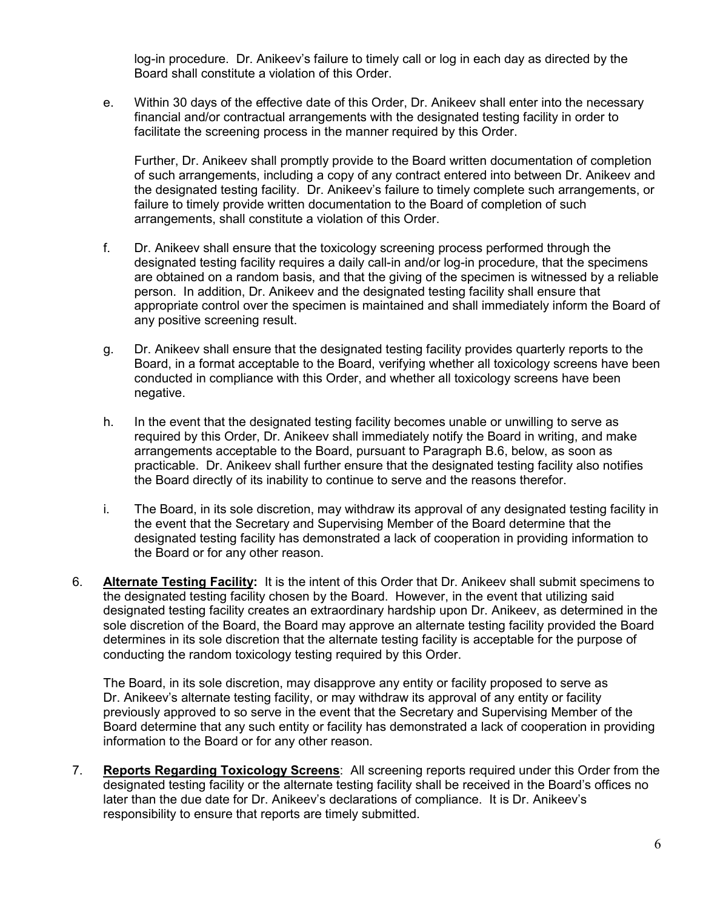log-in procedure. Dr. Anikeev's failure to timely call or log in each day as directed by the Board shall constitute a violation of this Order.

e. Within 30 days of the effective date of this Order, Dr. Anikeev shall enter into the necessary financial and/or contractual arrangements with the designated testing facility in order to facilitate the screening process in the manner required by this Order.

   Further, Dr. Anikeev shall promptly provide to the Board written documentation of completion of such arrangements, including a copy of any contract entered into between Dr. Anikeev and the designated testing facility. Dr. Anikeev's failure to timely complete such arrangements, or failure to timely provide written documentation to the Board of completion of such arrangements, shall constitute a violation of this Order.

f. Dr. Anikeev shall ensure that the toxicology screening process performed through the designated testing facility requires a daily call-in and/or log-in procedure, that the specimens are obtained on a random basis, and that the giving of the specimen is witnessed by a reliable person. In addition, Dr. Anikeev and the designated testing facility shall ensure that appropriate control over the specimen is maintained and shall immediately inform the Board of any positive screening result.

g. Dr. Anikeev shall ensure that the designated testing facility provides quarterly reports to the Board, in a format acceptable to the Board, verifying whether all toxicology screens have been conducted in compliance with this Order, and whether all toxicology screens have been negative.

h. In the event that the designated testing facility becomes unable or unwilling to serve as required by this Order, Dr. Anikeev shall immediately notify the Board in writing, and make arrangements acceptable to the Board, pursuant to Paragraph B.6, below, as soon as practicable. Dr. Anikeev shall further ensure that the designated testing facility also notifies the Board directly of its inability to continue to serve and the reasons therefor.

i. The Board, in its sole discretion, may withdraw its approval of any designated testing facility in the event that the Secretary and Supervising Member of the Board determine that the designated testing facility has demonstrated a lack of cooperation in providing information to the Board or for any other reason.

6. **Alternate Testing Facility:** It is the intent of this Order that Dr. Anikeev shall submit specimens to the designated testing facility chosen by the Board. However, in the event that utilizing said designated testing facility creates an extraordinary hardship upon Dr. Anikeev, as determined in the sole discretion of the Board, the Board may approve an alternate testing facility provided the Board determines in its sole discretion that the alternate testing facility is acceptable for the purpose of conducting the random toxicology testing required by this Order.

   The Board, in its sole discretion, may disapprove any entity or facility proposed to serve as Dr. Anikeev's alternate testing facility, or may withdraw its approval of any entity or facility previously approved to so serve in the event that the Secretary and Supervising Member of the Board determine that any such entity or facility has demonstrated a lack of cooperation in providing information to the Board or for any other reason.

7. **Reports Regarding Toxicology Screens**: All screening reports required under this Order from the designated testing facility or the alternate testing facility shall be received in the Board's offices no later than the due date for Dr. Anikeev's declarations of compliance. It is Dr. Anikeev's responsibility to ensure that reports are timely submitted.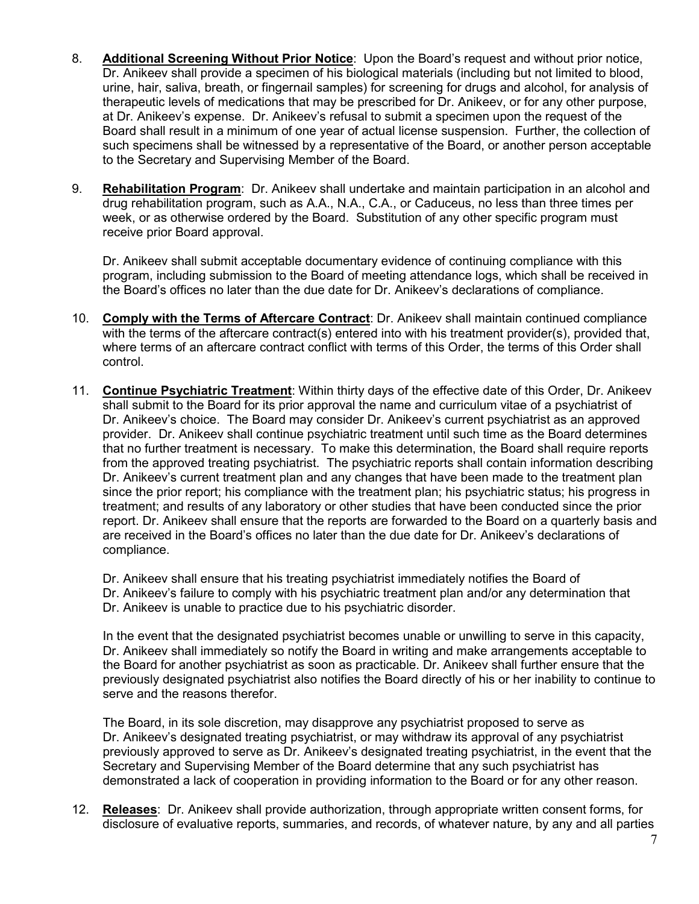8. **Additional Screening Without Prior Notice**: Upon the Board's request and without prior notice, Dr. Anikeev shall provide a specimen of his biological materials (including but not limited to blood, urine, hair, saliva, breath, or fingernail samples) for screening for drugs and alcohol, for analysis of therapeutic levels of medications that may be prescribed for Dr. Anikeev, or for any other purpose, at Dr. Anikeev's expense. Dr. Anikeev's refusal to submit a specimen upon the request of the Board shall result in a minimum of one year of actual license suspension. Further, the collection of such specimens shall be witnessed by a representative of the Board, or another person acceptable to the Secretary and Supervising Member of the Board.

9. **Rehabilitation Program**: Dr. Anikeev shall undertake and maintain participation in an alcohol and drug rehabilitation program, such as A.A., N.A., C.A., or Caduceus, no less than three times per week, or as otherwise ordered by the Board. Substitution of any other specific program must receive prior Board approval.

   Dr. Anikeev shall submit acceptable documentary evidence of continuing compliance with this program, including submission to the Board of meeting attendance logs, which shall be received in the Board's offices no later than the due date for Dr. Anikeev's declarations of compliance.

10. **Comply with the Terms of Aftercare Contract**: Dr. Anikeev shall maintain continued compliance with the terms of the aftercare contract(s) entered into with his treatment provider(s), provided that, where terms of an aftercare contract conflict with terms of this Order, the terms of this Order shall control.

11. **Continue Psychiatric Treatment**: Within thirty days of the effective date of this Order, Dr. Anikeev shall submit to the Board for its prior approval the name and curriculum vitae of a psychiatrist of Dr. Anikeev's choice. The Board may consider Dr. Anikeev's current psychiatrist as an approved provider. Dr. Anikeev shall continue psychiatric treatment until such time as the Board determines that no further treatment is necessary. To make this determination, the Board shall require reports from the approved treating psychiatrist. The psychiatric reports shall contain information describing Dr. Anikeev's current treatment plan and any changes that have been made to the treatment plan since the prior report; his compliance with the treatment plan; his psychiatric status; his progress in treatment; and results of any laboratory or other studies that have been conducted since the prior report. Dr. Anikeev shall ensure that the reports are forwarded to the Board on a quarterly basis and are received in the Board's offices no later than the due date for Dr. Anikeev's declarations of compliance.

    Dr. Anikeev shall ensure that his treating psychiatrist immediately notifies the Board of Dr. Anikeev's failure to comply with his psychiatric treatment plan and/or any determination that Dr. Anikeev is unable to practice due to his psychiatric disorder.

    In the event that the designated psychiatrist becomes unable or unwilling to serve in this capacity, Dr. Anikeev shall immediately so notify the Board in writing and make arrangements acceptable to the Board for another psychiatrist as soon as practicable. Dr. Anikeev shall further ensure that the previously designated psychiatrist also notifies the Board directly of his or her inability to continue to serve and the reasons therefor.

    The Board, in its sole discretion, may disapprove any psychiatrist proposed to serve as Dr. Anikeev's designated treating psychiatrist, or may withdraw its approval of any psychiatrist previously approved to serve as Dr. Anikeev's designated treating psychiatrist, in the event that the Secretary and Supervising Member of the Board determine that any such psychiatrist has demonstrated a lack of cooperation in providing information to the Board or for any other reason.

12. **Releases**: Dr. Anikeev shall provide authorization, through appropriate written consent forms, for disclosure of evaluative reports, summaries, and records, of whatever nature, by any and all parties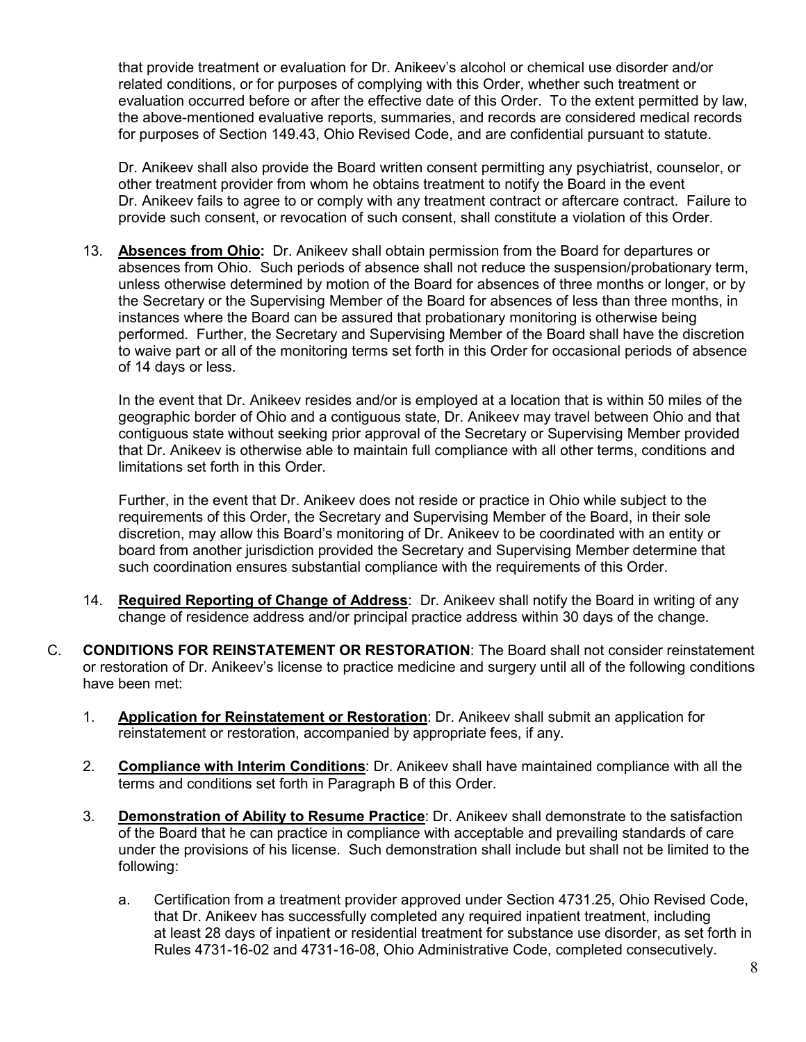that provide treatment or evaluation for Dr. Anikeev's alcohol or chemical use disorder and/or related conditions, or for purposes of complying with this Order, whether such treatment or evaluation occurred before or after the effective date of this Order. To the extent permitted by law, the above-mentioned evaluative reports, summaries, and records are considered medical records for purposes of Section 149.43, Ohio Revised Code, and are confidential pursuant to statute.

Dr. Anikeev shall also provide the Board written consent permitting any psychiatrist, counselor, or other treatment provider from whom he obtains treatment to notify the Board in the event Dr. Anikeev fails to agree to or comply with any treatment contract or aftercare contract. Failure to provide such consent, or revocation of such consent, shall constitute a violation of this Order.

13. **Absences from Ohio:** Dr. Anikeev shall obtain permission from the Board for departures or absences from Ohio. Such periods of absence shall not reduce the suspension/probationary term, unless otherwise determined by motion of the Board for absences of three months or longer, or by the Secretary or the Supervising Member of the Board for absences of less than three months, in instances where the Board can be assured that probationary monitoring is otherwise being performed. Further, the Secretary and Supervising Member of the Board shall have the discretion to waive part or all of the monitoring terms set forth in this Order for occasional periods of absence of 14 days or less.

    In the event that Dr. Anikeev resides and/or is employed at a location that is within 50 miles of the geographic border of Ohio and a contiguous state, Dr. Anikeev may travel between Ohio and that contiguous state without seeking prior approval of the Secretary or Supervising Member provided that Dr. Anikeev is otherwise able to maintain full compliance with all other terms, conditions and limitations set forth in this Order.

    Further, in the event that Dr. Anikeev does not reside or practice in Ohio while subject to the requirements of this Order, the Secretary and Supervising Member of the Board, in their sole discretion, may allow this Board's monitoring of Dr. Anikeev to be coordinated with an entity or board from another jurisdiction provided the Secretary and Supervising Member determine that such coordination ensures substantial compliance with the requirements of this Order.

14. **Required Reporting of Change of Address**: Dr. Anikeev shall notify the Board in writing of any change of residence address and/or principal practice address within 30 days of the change.

C. **CONDITIONS FOR REINSTATEMENT OR RESTORATION**: The Board shall not consider reinstatement or restoration of Dr. Anikeev's license to practice medicine and surgery until all of the following conditions have been met:

1. **Application for Reinstatement or Restoration**: Dr. Anikeev shall submit an application for reinstatement or restoration, accompanied by appropriate fees, if any.

2. **Compliance with Interim Conditions**: Dr. Anikeev shall have maintained compliance with all the terms and conditions set forth in Paragraph B of this Order.

3. **Demonstration of Ability to Resume Practice**: Dr. Anikeev shall demonstrate to the satisfaction of the Board that he can practice in compliance with acceptable and prevailing standards of care under the provisions of his license. Such demonstration shall include but shall not be limited to the following:

    a. Certification from a treatment provider approved under Section 4731.25, Ohio Revised Code, that Dr. Anikeev has successfully completed any required inpatient treatment, including at least 28 days of inpatient or residential treatment for substance use disorder, as set forth in Rules 4731-16-02 and 4731-16-08, Ohio Administrative Code, completed consecutively.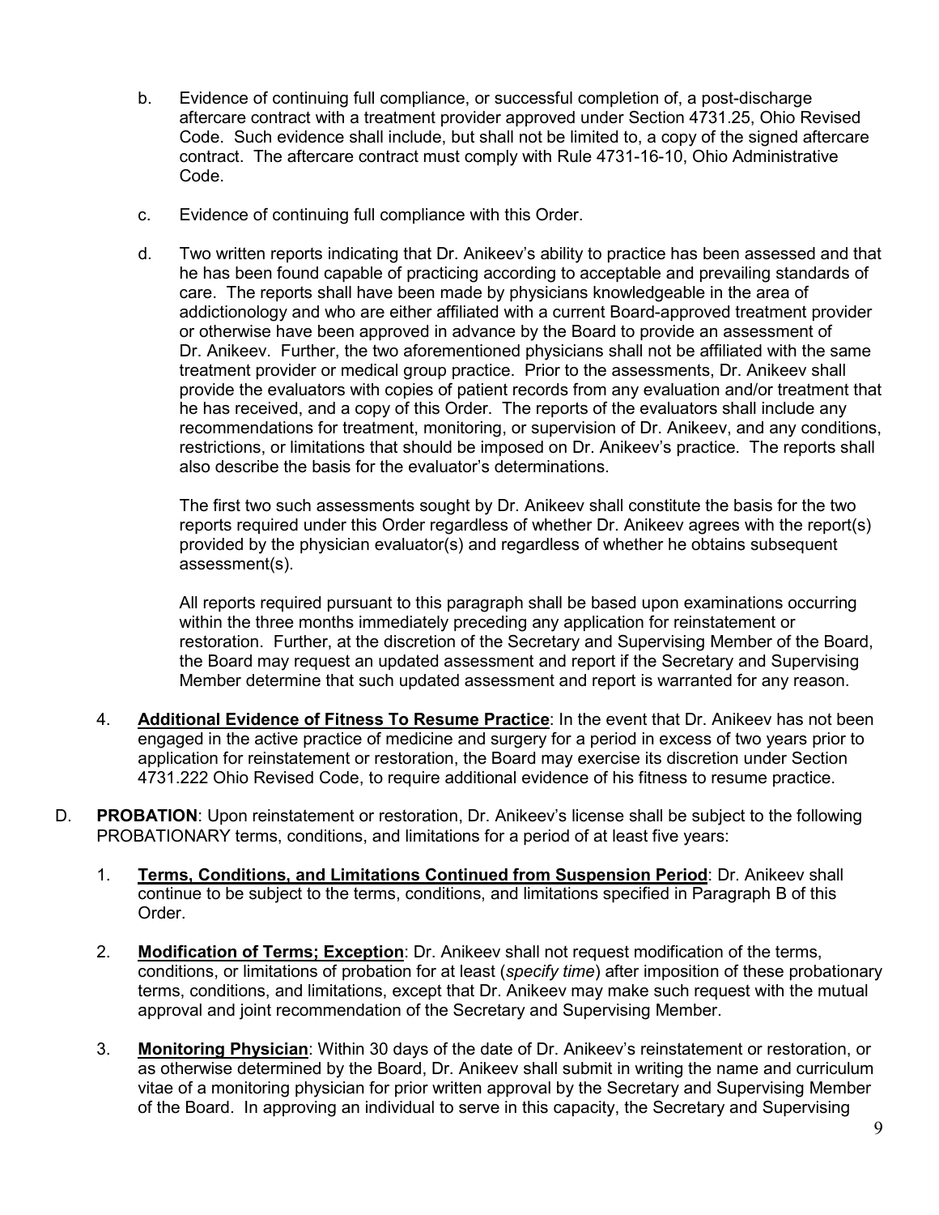b. Evidence of continuing full compliance, or successful completion of, a post-discharge aftercare contract with a treatment provider approved under Section 4731.25, Ohio Revised Code. Such evidence shall include, but shall not be limited to, a copy of the signed aftercare contract. The aftercare contract must comply with Rule 4731-16-10, Ohio Administrative Code.

c. Evidence of continuing full compliance with this Order.

d. Two written reports indicating that Dr. Anikeev's ability to practice has been assessed and that he has been found capable of practicing according to acceptable and prevailing standards of care. The reports shall have been made by physicians knowledgeable in the area of addictionology and who are either affiliated with a current Board-approved treatment provider or otherwise have been approved in advance by the Board to provide an assessment of Dr. Anikeev. Further, the two aforementioned physicians shall not be affiliated with the same treatment provider or medical group practice. Prior to the assessments, Dr. Anikeev shall provide the evaluators with copies of patient records from any evaluation and/or treatment that he has received, and a copy of this Order. The reports of the evaluators shall include any recommendations for treatment, monitoring, or supervision of Dr. Anikeev, and any conditions, restrictions, or limitations that should be imposed on Dr. Anikeev's practice. The reports shall also describe the basis for the evaluator's determinations.

   The first two such assessments sought by Dr. Anikeev shall constitute the basis for the two reports required under this Order regardless of whether Dr. Anikeev agrees with the report(s) provided by the physician evaluator(s) and regardless of whether he obtains subsequent assessment(s).

   All reports required pursuant to this paragraph shall be based upon examinations occurring within the three months immediately preceding any application for reinstatement or restoration. Further, at the discretion of the Secretary and Supervising Member of the Board, the Board may request an updated assessment and report if the Secretary and Supervising Member determine that such updated assessment and report is warranted for any reason.

4. **Additional Evidence of Fitness To Resume Practice**: In the event that Dr. Anikeev has not been engaged in the active practice of medicine and surgery for a period in excess of two years prior to application for reinstatement or restoration, the Board may exercise its discretion under Section 4731.222 Ohio Revised Code, to require additional evidence of his fitness to resume practice.

D. **PROBATION**: Upon reinstatement or restoration, Dr. Anikeev's license shall be subject to the following PROBATIONARY terms, conditions, and limitations for a period of at least five years:

1. **Terms, Conditions, and Limitations Continued from Suspension Period**: Dr. Anikeev shall continue to be subject to the terms, conditions, and limitations specified in Paragraph B of this Order.

2. **Modification of Terms; Exception**: Dr. Anikeev shall not request modification of the terms, conditions, or limitations of probation for at least (*specify time*) after imposition of these probationary terms, conditions, and limitations, except that Dr. Anikeev may make such request with the mutual approval and joint recommendation of the Secretary and Supervising Member.

3. **Monitoring Physician**: Within 30 days of the date of Dr. Anikeev's reinstatement or restoration, or as otherwise determined by the Board, Dr. Anikeev shall submit in writing the name and curriculum vitae of a monitoring physician for prior written approval by the Secretary and Supervising Member of the Board. In approving an individual to serve in this capacity, the Secretary and Supervising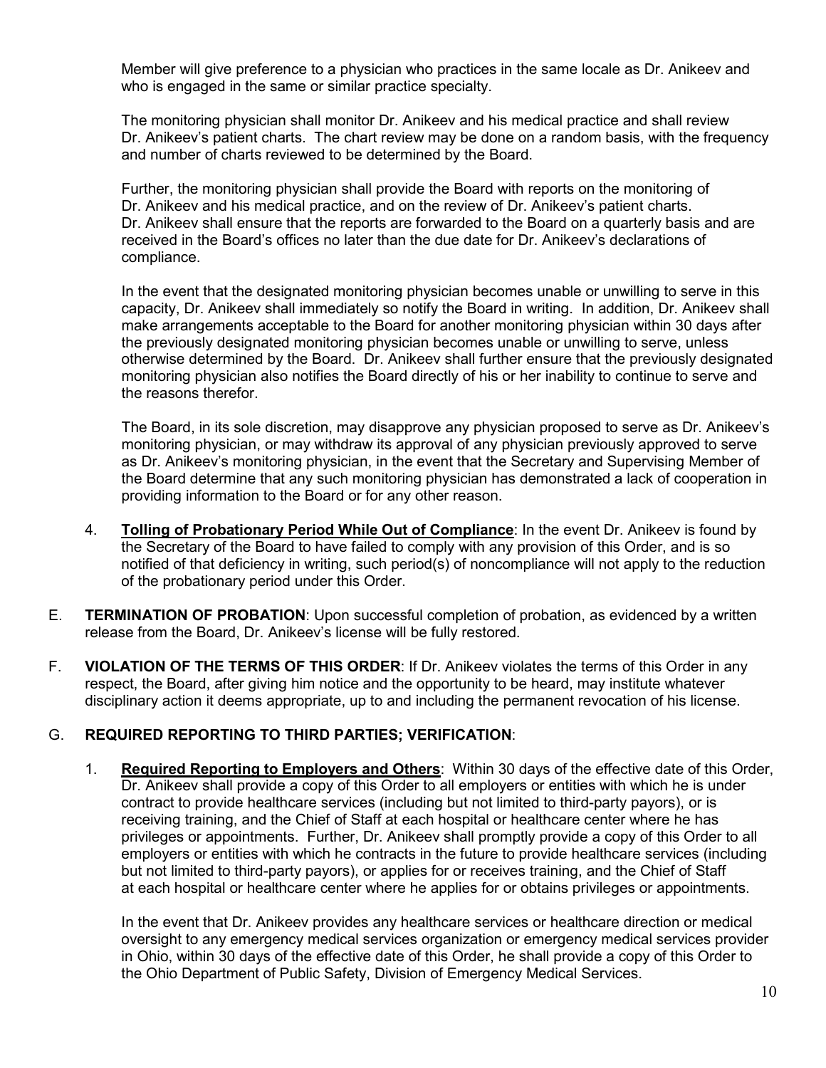Member will give preference to a physician who practices in the same locale as Dr. Anikeev and who is engaged in the same or similar practice specialty.

The monitoring physician shall monitor Dr. Anikeev and his medical practice and shall review Dr. Anikeev's patient charts. The chart review may be done on a random basis, with the frequency and number of charts reviewed to be determined by the Board.

Further, the monitoring physician shall provide the Board with reports on the monitoring of Dr. Anikeev and his medical practice, and on the review of Dr. Anikeev's patient charts. Dr. Anikeev shall ensure that the reports are forwarded to the Board on a quarterly basis and are received in the Board's offices no later than the due date for Dr. Anikeev's declarations of compliance.

In the event that the designated monitoring physician becomes unable or unwilling to serve in this capacity, Dr. Anikeev shall immediately so notify the Board in writing. In addition, Dr. Anikeev shall make arrangements acceptable to the Board for another monitoring physician within 30 days after the previously designated monitoring physician becomes unable or unwilling to serve, unless otherwise determined by the Board. Dr. Anikeev shall further ensure that the previously designated monitoring physician also notifies the Board directly of his or her inability to continue to serve and the reasons therefor.

The Board, in its sole discretion, may disapprove any physician proposed to serve as Dr. Anikeev's monitoring physician, or may withdraw its approval of any physician previously approved to serve as Dr. Anikeev's monitoring physician, in the event that the Secretary and Supervising Member of the Board determine that any such monitoring physician has demonstrated a lack of cooperation in providing information to the Board or for any other reason.

4. **Tolling of Probationary Period While Out of Compliance**: In the event Dr. Anikeev is found by the Secretary of the Board to have failed to comply with any provision of this Order, and is so notified of that deficiency in writing, such period(s) of noncompliance will not apply to the reduction of the probationary period under this Order.

E. **TERMINATION OF PROBATION**: Upon successful completion of probation, as evidenced by a written release from the Board, Dr. Anikeev's license will be fully restored.

F. **VIOLATION OF THE TERMS OF THIS ORDER**: If Dr. Anikeev violates the terms of this Order in any respect, the Board, after giving him notice and the opportunity to be heard, may institute whatever disciplinary action it deems appropriate, up to and including the permanent revocation of his license.

G. **REQUIRED REPORTING TO THIRD PARTIES; VERIFICATION**:

1. **Required Reporting to Employers and Others**: Within 30 days of the effective date of this Order, Dr. Anikeev shall provide a copy of this Order to all employers or entities with which he is under contract to provide healthcare services (including but not limited to third-party payors), or is receiving training, and the Chief of Staff at each hospital or healthcare center where he has privileges or appointments. Further, Dr. Anikeev shall promptly provide a copy of this Order to all employers or entities with which he contracts in the future to provide healthcare services (including but not limited to third-party payors), or applies for or receives training, and the Chief of Staff at each hospital or healthcare center where he applies for or obtains privileges or appointments.

   In the event that Dr. Anikeev provides any healthcare services or healthcare direction or medical oversight to any emergency medical services organization or emergency medical services provider in Ohio, within 30 days of the effective date of this Order, he shall provide a copy of this Order to the Ohio Department of Public Safety, Division of Emergency Medical Services.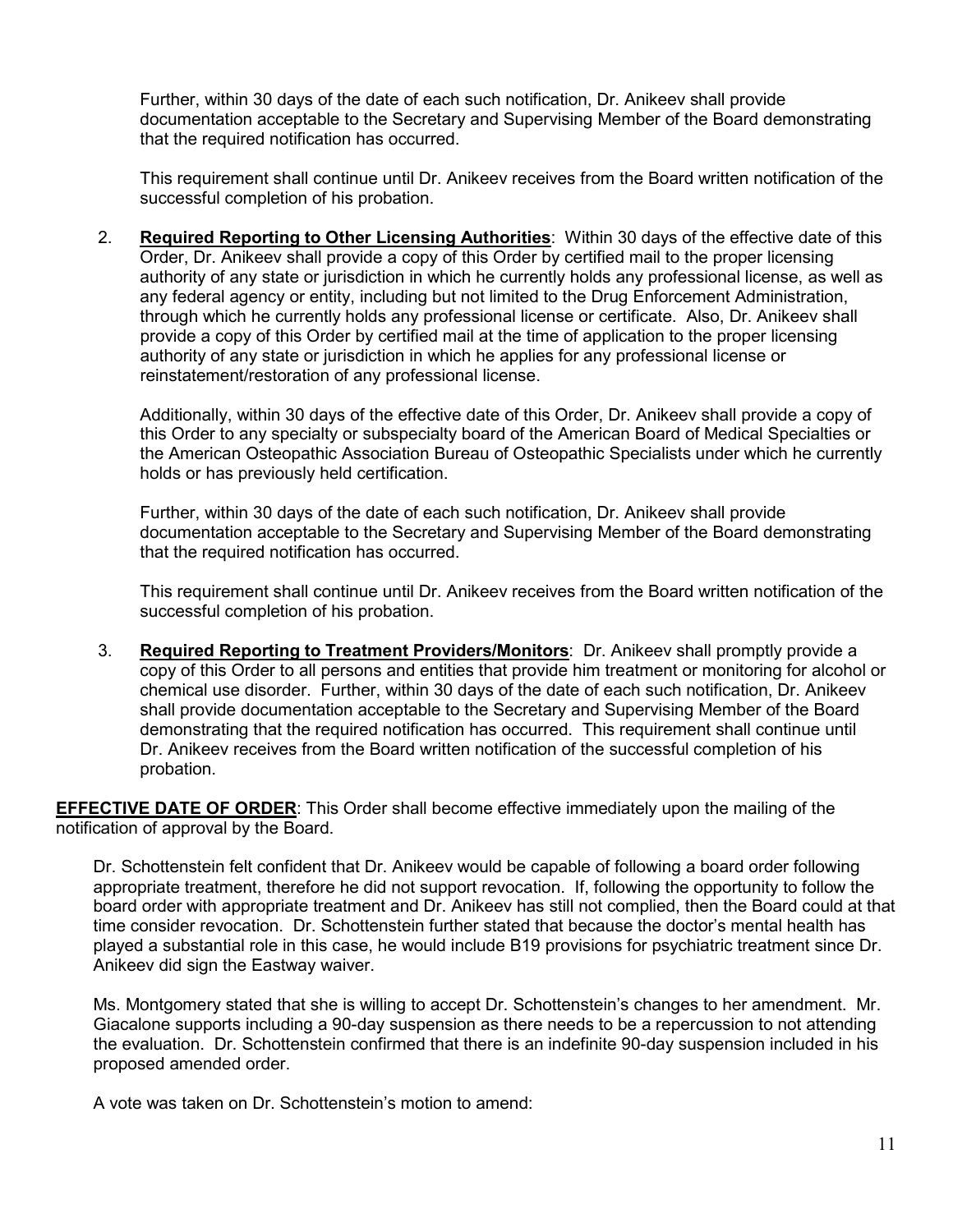Further, within 30 days of the date of each such notification, Dr. Anikeev shall provide documentation acceptable to the Secretary and Supervising Member of the Board demonstrating that the required notification has occurred.

This requirement shall continue until Dr. Anikeev receives from the Board written notification of the successful completion of his probation.

2. **Required Reporting to Other Licensing Authorities**: Within 30 days of the effective date of this Order, Dr. Anikeev shall provide a copy of this Order by certified mail to the proper licensing authority of any state or jurisdiction in which he currently holds any professional license, as well as any federal agency or entity, including but not limited to the Drug Enforcement Administration, through which he currently holds any professional license or certificate. Also, Dr. Anikeev shall provide a copy of this Order by certified mail at the time of application to the proper licensing authority of any state or jurisdiction in which he applies for any professional license or reinstatement/restoration of any professional license.

   Additionally, within 30 days of the effective date of this Order, Dr. Anikeev shall provide a copy of this Order to any specialty or subspecialty board of the American Board of Medical Specialties or the American Osteopathic Association Bureau of Osteopathic Specialists under which he currently holds or has previously held certification.

   Further, within 30 days of the date of each such notification, Dr. Anikeev shall provide documentation acceptable to the Secretary and Supervising Member of the Board demonstrating that the required notification has occurred.

   This requirement shall continue until Dr. Anikeev receives from the Board written notification of the successful completion of his probation.

3. **Required Reporting to Treatment Providers/Monitors**: Dr. Anikeev shall promptly provide a copy of this Order to all persons and entities that provide him treatment or monitoring for alcohol or chemical use disorder. Further, within 30 days of the date of each such notification, Dr. Anikeev shall provide documentation acceptable to the Secretary and Supervising Member of the Board demonstrating that the required notification has occurred. This requirement shall continue until Dr. Anikeev receives from the Board written notification of the successful completion of his probation.

**EFFECTIVE DATE OF ORDER**: This Order shall become effective immediately upon the mailing of the notification of approval by the Board.

Dr. Schottenstein felt confident that Dr. Anikeev would be capable of following a board order following appropriate treatment, therefore he did not support revocation. If, following the opportunity to follow the board order with appropriate treatment and Dr. Anikeev has still not complied, then the Board could at that time consider revocation. Dr. Schottenstein further stated that because the doctor's mental health has played a substantial role in this case, he would include B19 provisions for psychiatric treatment since Dr. Anikeev did sign the Eastway waiver.

Ms. Montgomery stated that she is willing to accept Dr. Schottenstein's changes to her amendment. Mr. Giacalone supports including a 90-day suspension as there needs to be a repercussion to not attending the evaluation. Dr. Schottenstein confirmed that there is an indefinite 90-day suspension included in his proposed amended order.

A vote was taken on Dr. Schottenstein's motion to amend: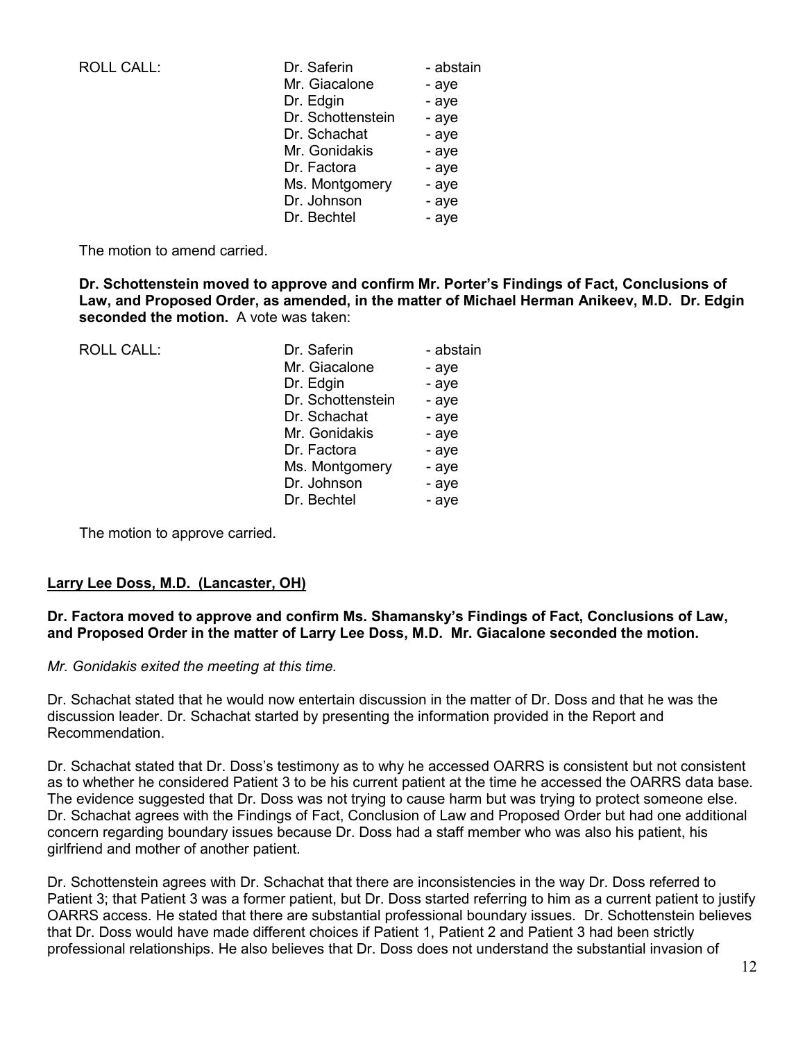| ROLL CALL: | Dr. Saferin | - abstain |
|---|---|---|
| | Mr. Giacalone | - aye |
| | Dr. Edgin | - aye |
| | Dr. Schottenstein | - aye |
| | Dr. Schachat | - aye |
| | Mr. Gonidakis | - aye |
| | Dr. Factora | - aye |
| | Ms. Montgomery | - aye |
| | Dr. Johnson | - aye |
| | Dr. Bechtel | - aye |

The motion to amend carried.

**Dr. Schottenstein moved to approve and confirm Mr. Porter's Findings of Fact, Conclusions of Law, and Proposed Order, as amended, in the matter of Michael Herman Anikeev, M.D. Dr. Edgin seconded the motion.** A vote was taken:

| ROLL CALL: | Dr. Saferin | - abstain |
|---|---|---|
| | Mr. Giacalone | - aye |
| | Dr. Edgin | - aye |
| | Dr. Schottenstein | - aye |
| | Dr. Schachat | - aye |
| | Mr. Gonidakis | - aye |
| | Dr. Factora | - aye |
| | Ms. Montgomery | - aye |
| | Dr. Johnson | - aye |
| | Dr. Bechtel | - aye |

The motion to approve carried.

**Larry Lee Doss, M.D. (Lancaster, OH)**

**Dr. Factora moved to approve and confirm Ms. Shamansky's Findings of Fact, Conclusions of Law, and Proposed Order in the matter of Larry Lee Doss, M.D. Mr. Giacalone seconded the motion.**

*Mr. Gonidakis exited the meeting at this time.*

Dr. Schachat stated that he would now entertain discussion in the matter of Dr. Doss and that he was the discussion leader. Dr. Schachat started by presenting the information provided in the Report and Recommendation.

Dr. Schachat stated that Dr. Doss's testimony as to why he accessed OARRS is consistent but not consistent as to whether he considered Patient 3 to be his current patient at the time he accessed the OARRS data base. The evidence suggested that Dr. Doss was not trying to cause harm but was trying to protect someone else. Dr. Schachat agrees with the Findings of Fact, Conclusion of Law and Proposed Order but had one additional concern regarding boundary issues because Dr. Doss had a staff member who was also his patient, his girlfriend and mother of another patient.

Dr. Schottenstein agrees with Dr. Schachat that there are inconsistencies in the way Dr. Doss referred to Patient 3; that Patient 3 was a former patient, but Dr. Doss started referring to him as a current patient to justify OARRS access. He stated that there are substantial professional boundary issues. Dr. Schottenstein believes that Dr. Doss would have made different choices if Patient 1, Patient 2 and Patient 3 had been strictly professional relationships. He also believes that Dr. Doss does not understand the substantial invasion of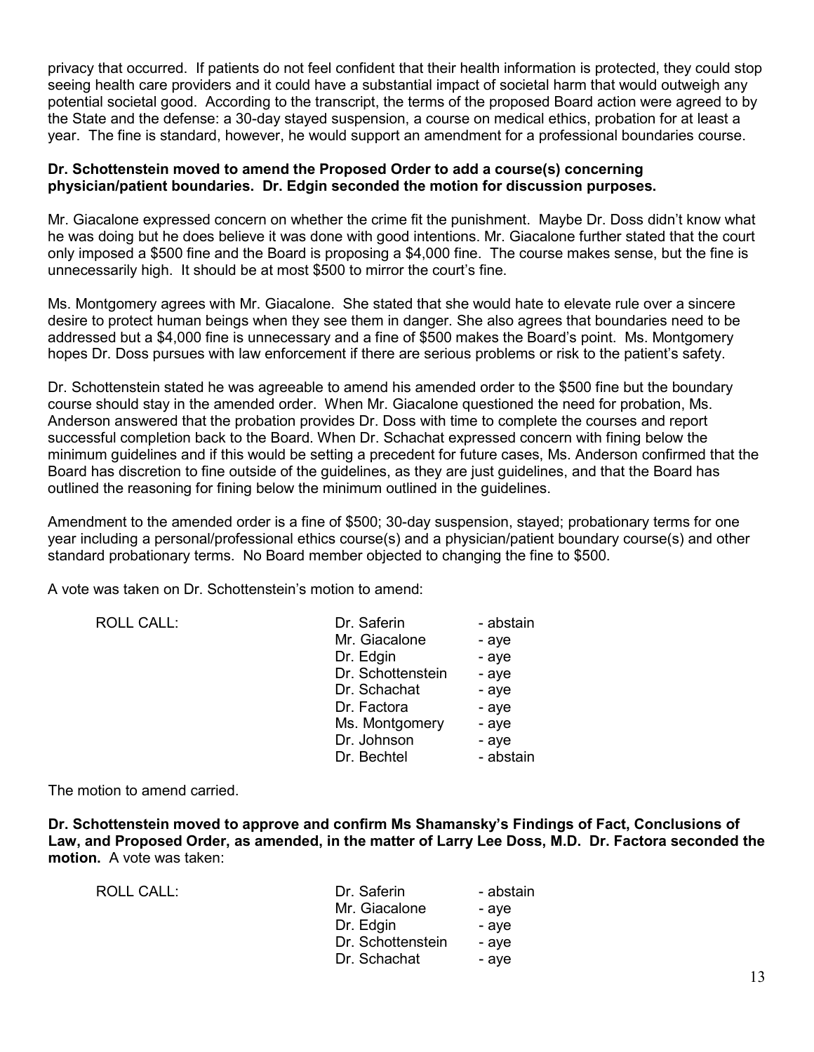privacy that occurred. If patients do not feel confident that their health information is protected, they could stop seeing health care providers and it could have a substantial impact of societal harm that would outweigh any potential societal good. According to the transcript, the terms of the proposed Board action were agreed to by the State and the defense: a 30-day stayed suspension, a course on medical ethics, probation for at least a year. The fine is standard, however, he would support an amendment for a professional boundaries course.

**Dr. Schottenstein moved to amend the Proposed Order to add a course(s) concerning physician/patient boundaries. Dr. Edgin seconded the motion for discussion purposes.**

Mr. Giacalone expressed concern on whether the crime fit the punishment. Maybe Dr. Doss didn't know what he was doing but he does believe it was done with good intentions. Mr. Giacalone further stated that the court only imposed a $500 fine and the Board is proposing a $4,000 fine. The course makes sense, but the fine is unnecessarily high. It should be at most $500 to mirror the court's fine.

Ms. Montgomery agrees with Mr. Giacalone. She stated that she would hate to elevate rule over a sincere desire to protect human beings when they see them in danger. She also agrees that boundaries need to be addressed but a $4,000 fine is unnecessary and a fine of $500 makes the Board's point. Ms. Montgomery hopes Dr. Doss pursues with law enforcement if there are serious problems or risk to the patient's safety.

Dr. Schottenstein stated he was agreeable to amend his amended order to the $500 fine but the boundary course should stay in the amended order. When Mr. Giacalone questioned the need for probation, Ms. Anderson answered that the probation provides Dr. Doss with time to complete the courses and report successful completion back to the Board. When Dr. Schachat expressed concern with fining below the minimum guidelines and if this would be setting a precedent for future cases, Ms. Anderson confirmed that the Board has discretion to fine outside of the guidelines, as they are just guidelines, and that the Board has outlined the reasoning for fining below the minimum outlined in the guidelines.

Amendment to the amended order is a fine of $500; 30-day suspension, stayed; probationary terms for one year including a personal/professional ethics course(s) and a physician/patient boundary course(s) and other standard probationary terms. No Board member objected to changing the fine to $500.

A vote was taken on Dr. Schottenstein's motion to amend:

| ROLL CALL: | Dr. Saferin | - abstain |
|---|---|---|
| | Mr. Giacalone | - aye |
| | Dr. Edgin | - aye |
| | Dr. Schottenstein | - aye |
| | Dr. Schachat | - aye |
| | Dr. Factora | - aye |
| | Ms. Montgomery | - aye |
| | Dr. Johnson | - aye |
| | Dr. Bechtel | - abstain |

The motion to amend carried.

**Dr. Schottenstein moved to approve and confirm Ms Shamansky's Findings of Fact, Conclusions of Law, and Proposed Order, as amended, in the matter of Larry Lee Doss, M.D. Dr. Factora seconded the motion.** A vote was taken:

| ROLL CALL: | Dr. Saferin | - abstain |
|---|---|---|
| | Mr. Giacalone | - aye |
| | Dr. Edgin | - aye |
| | Dr. Schottenstein | - aye |
| | Dr. Schachat | - aye |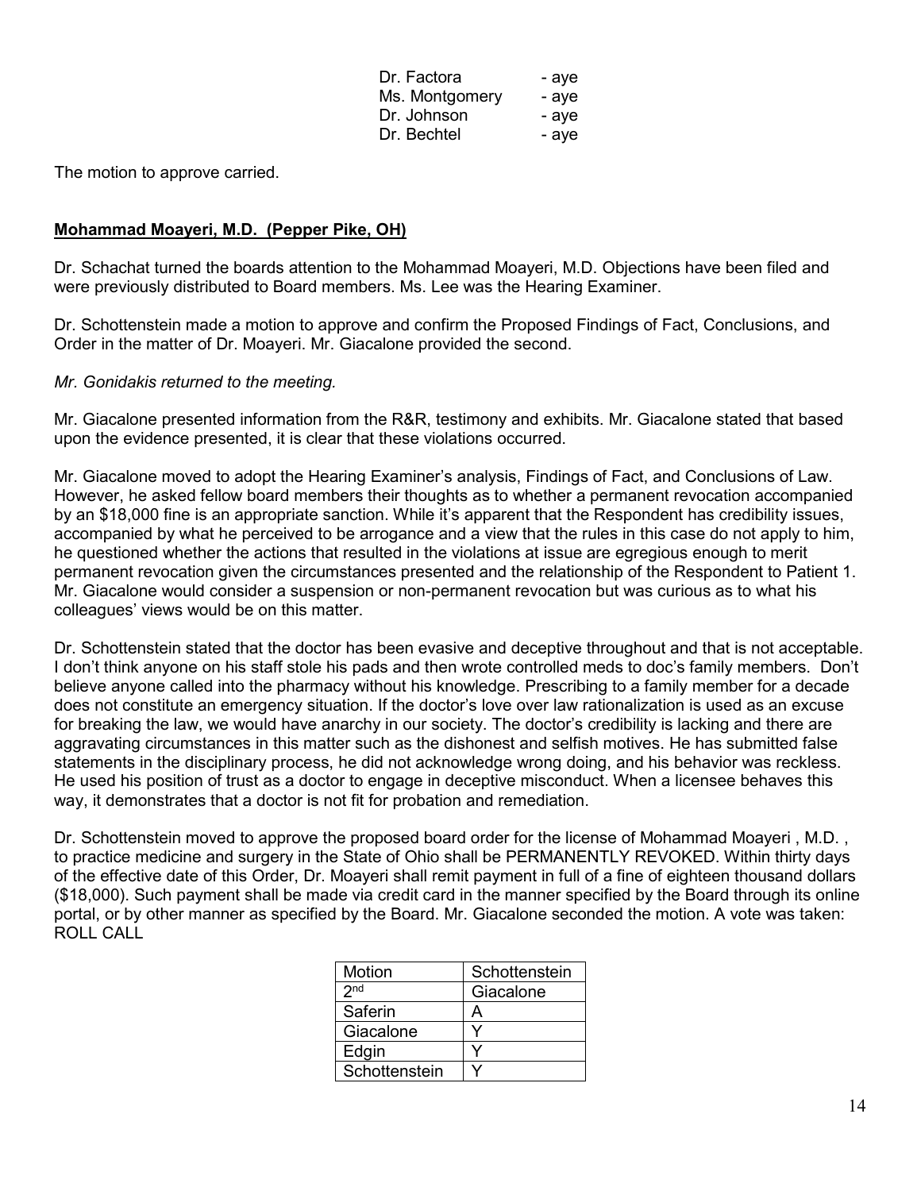| | |
|---|---|
| Dr. Factora | - aye |
| Ms. Montgomery | - aye |
| Dr. Johnson | - aye |
| Dr. Bechtel | - aye |

The motion to approve carried.

**Mohammad Moayeri, M.D. (Pepper Pike, OH)**

Dr. Schachat turned the boards attention to the Mohammad Moayeri, M.D. Objections have been filed and were previously distributed to Board members. Ms. Lee was the Hearing Examiner.

Dr. Schottenstein made a motion to approve and confirm the Proposed Findings of Fact, Conclusions, and Order in the matter of Dr. Moayeri. Mr. Giacalone provided the second.

*Mr. Gonidakis returned to the meeting.*

Mr. Giacalone presented information from the R&R, testimony and exhibits. Mr. Giacalone stated that based upon the evidence presented, it is clear that these violations occurred.

Mr. Giacalone moved to adopt the Hearing Examiner's analysis, Findings of Fact, and Conclusions of Law. However, he asked fellow board members their thoughts as to whether a permanent revocation accompanied by an $18,000 fine is an appropriate sanction. While it's apparent that the Respondent has credibility issues, accompanied by what he perceived to be arrogance and a view that the rules in this case do not apply to him, he questioned whether the actions that resulted in the violations at issue are egregious enough to merit permanent revocation given the circumstances presented and the relationship of the Respondent to Patient 1. Mr. Giacalone would consider a suspension or non-permanent revocation but was curious as to what his colleagues' views would be on this matter.

Dr. Schottenstein stated that the doctor has been evasive and deceptive throughout and that is not acceptable. I don't think anyone on his staff stole his pads and then wrote controlled meds to doc's family members. Don't believe anyone called into the pharmacy without his knowledge. Prescribing to a family member for a decade does not constitute an emergency situation. If the doctor's love over law rationalization is used as an excuse for breaking the law, we would have anarchy in our society. The doctor's credibility is lacking and there are aggravating circumstances in this matter such as the dishonest and selfish motives. He has submitted false statements in the disciplinary process, he did not acknowledge wrong doing, and his behavior was reckless. He used his position of trust as a doctor to engage in deceptive misconduct. When a licensee behaves this way, it demonstrates that a doctor is not fit for probation and remediation.

Dr. Schottenstein moved to approve the proposed board order for the license of Mohammad Moayeri , M.D. , to practice medicine and surgery in the State of Ohio shall be PERMANENTLY REVOKED. Within thirty days of the effective date of this Order, Dr. Moayeri shall remit payment in full of a fine of eighteen thousand dollars ($18,000). Such payment shall be made via credit card in the manner specified by the Board through its online portal, or by other manner as specified by the Board. Mr. Giacalone seconded the motion. A vote was taken: ROLL CALL

| Motion | Schottenstein |
|---|---|
| 2nd | Giacalone |
| Saferin | A |
| Giacalone | Y |
| Edgin | Y |
| Schottenstein | Y |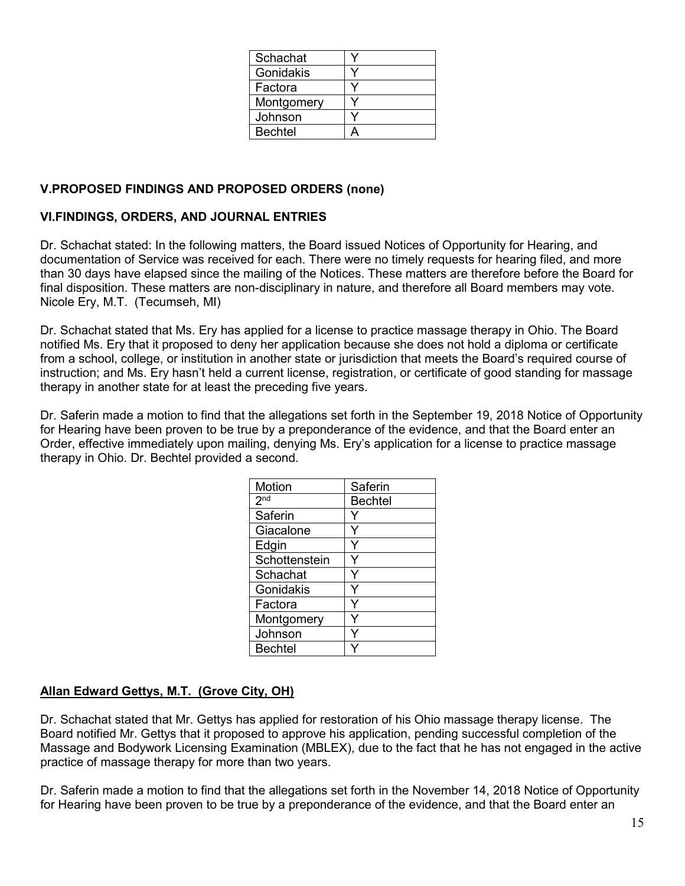| Schachat | Y |
|---|---|
| Gonidakis | Y |
| Factora | Y |
| Montgomery | Y |
| Johnson | Y |
| Bechtel | A |

**V.PROPOSED FINDINGS AND PROPOSED ORDERS (none)**

**VI.FINDINGS, ORDERS, AND JOURNAL ENTRIES**

Dr. Schachat stated: In the following matters, the Board issued Notices of Opportunity for Hearing, and documentation of Service was received for each. There were no timely requests for hearing filed, and more than 30 days have elapsed since the mailing of the Notices. These matters are therefore before the Board for final disposition. These matters are non-disciplinary in nature, and therefore all Board members may vote. Nicole Ery, M.T. (Tecumseh, MI)

Dr. Schachat stated that Ms. Ery has applied for a license to practice massage therapy in Ohio. The Board notified Ms. Ery that it proposed to deny her application because she does not hold a diploma or certificate from a school, college, or institution in another state or jurisdiction that meets the Board's required course of instruction; and Ms. Ery hasn't held a current license, registration, or certificate of good standing for massage therapy in another state for at least the preceding five years.

Dr. Saferin made a motion to find that the allegations set forth in the September 19, 2018 Notice of Opportunity for Hearing have been proven to be true by a preponderance of the evidence, and that the Board enter an Order, effective immediately upon mailing, denying Ms. Ery's application for a license to practice massage therapy in Ohio. Dr. Bechtel provided a second.

| Motion | Saferin |
|---|---|
| 2nd | Bechtel |
| Saferin | Y |
| Giacalone | Y |
| Edgin | Y |
| Schottenstein | Y |
| Schachat | Y |
| Gonidakis | Y |
| Factora | Y |
| Montgomery | Y |
| Johnson | Y |
| Bechtel | Y |

**<u>Allan Edward Gettys, M.T. (Grove City, OH)</u>**

Dr. Schachat stated that Mr. Gettys has applied for restoration of his Ohio massage therapy license. The Board notified Mr. Gettys that it proposed to approve his application, pending successful completion of the Massage and Bodywork Licensing Examination (MBLEX), due to the fact that he has not engaged in the active practice of massage therapy for more than two years.

Dr. Saferin made a motion to find that the allegations set forth in the November 14, 2018 Notice of Opportunity for Hearing have been proven to be true by a preponderance of the evidence, and that the Board enter an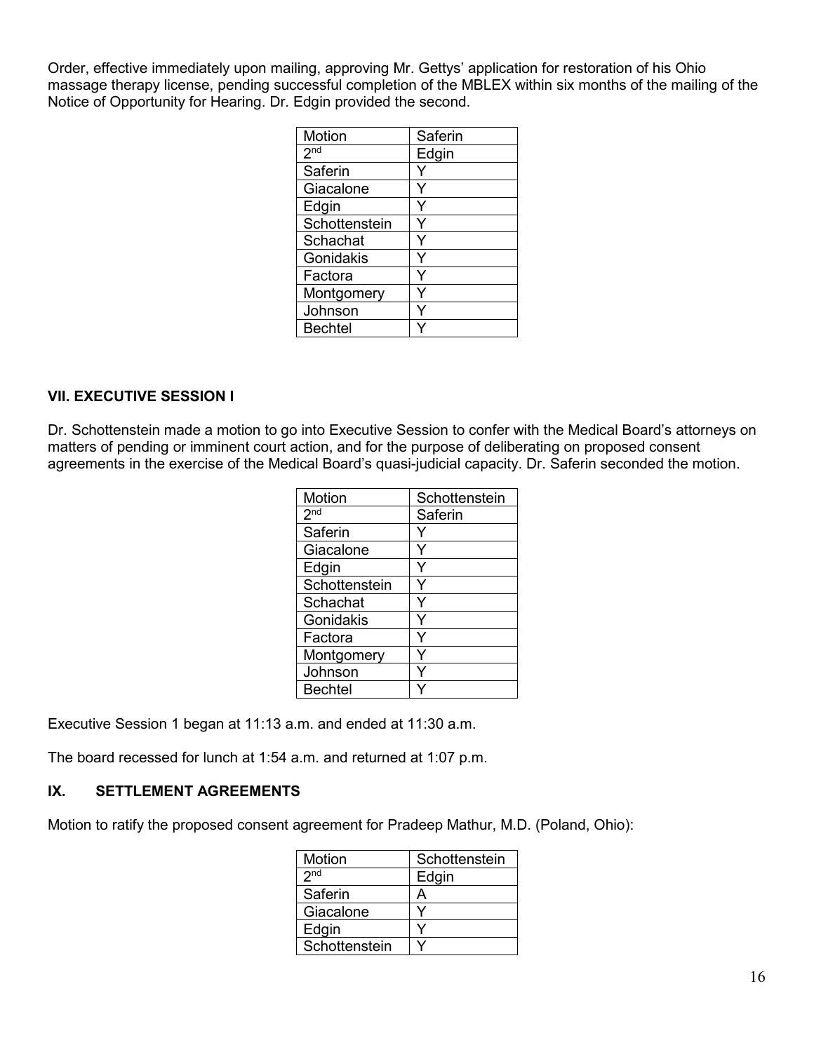Order, effective immediately upon mailing, approving Mr. Gettys' application for restoration of his Ohio massage therapy license, pending successful completion of the MBLEX within six months of the mailing of the Notice of Opportunity for Hearing. Dr. Edgin provided the second.

| Motion | Saferin |
|---|---|
| 2nd | Edgin |
| Saferin | Y |
| Giacalone | Y |
| Edgin | Y |
| Schottenstein | Y |
| Schachat | Y |
| Gonidakis | Y |
| Factora | Y |
| Montgomery | Y |
| Johnson | Y |
| Bechtel | Y |

## VII. EXECUTIVE SESSION I

Dr. Schottenstein made a motion to go into Executive Session to confer with the Medical Board's attorneys on matters of pending or imminent court action, and for the purpose of deliberating on proposed consent agreements in the exercise of the Medical Board's quasi-judicial capacity. Dr. Saferin seconded the motion.

| Motion | Schottenstein |
|---|---|
| 2nd | Saferin |
| Saferin | Y |
| Giacalone | Y |
| Edgin | Y |
| Schottenstein | Y |
| Schachat | Y |
| Gonidakis | Y |
| Factora | Y |
| Montgomery | Y |
| Johnson | Y |
| Bechtel | Y |

Executive Session 1 began at 11:13 a.m. and ended at 11:30 a.m.

The board recessed for lunch at 1:54 a.m. and returned at 1:07 p.m.

## IX. SETTLEMENT AGREEMENTS

Motion to ratify the proposed consent agreement for Pradeep Mathur, M.D. (Poland, Ohio):

| Motion | Schottenstein |
|---|---|
| 2nd | Edgin |
| Saferin | A |
| Giacalone | Y |
| Edgin | Y |
| Schottenstein | Y |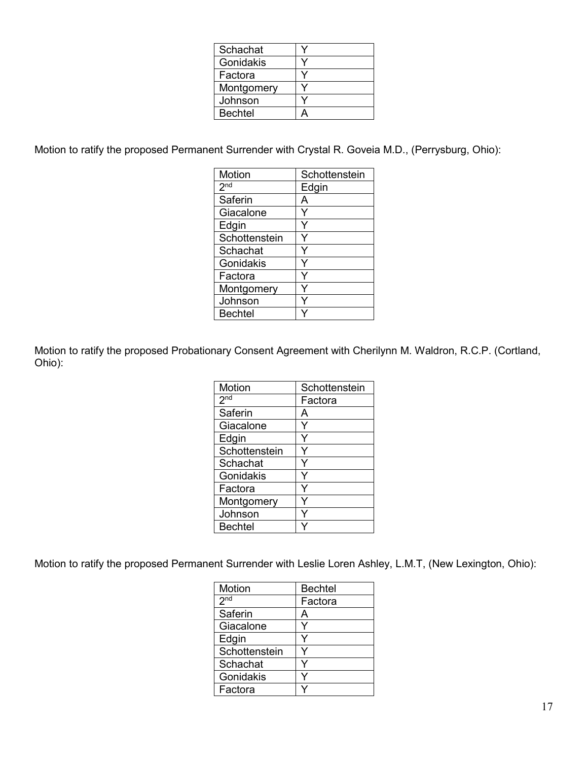| | |
|---|---|
| Schachat | Y |
| Gonidakis | Y |
| Factora | Y |
| Montgomery | Y |
| Johnson | Y |
| Bechtel | A |

Motion to ratify the proposed Permanent Surrender with Crystal R. Goveia M.D., (Perrysburg, Ohio):

| Motion | Schottenstein |
|---|---|
| 2nd | Edgin |
| Saferin | A |
| Giacalone | Y |
| Edgin | Y |
| Schottenstein | Y |
| Schachat | Y |
| Gonidakis | Y |
| Factora | Y |
| Montgomery | Y |
| Johnson | Y |
| Bechtel | Y |

Motion to ratify the proposed Probationary Consent Agreement with Cherilynn M. Waldron, R.C.P. (Cortland, Ohio):

| Motion | Schottenstein |
|---|---|
| 2nd | Factora |
| Saferin | A |
| Giacalone | Y |
| Edgin | Y |
| Schottenstein | Y |
| Schachat | Y |
| Gonidakis | Y |
| Factora | Y |
| Montgomery | Y |
| Johnson | Y |
| Bechtel | Y |

Motion to ratify the proposed Permanent Surrender with Leslie Loren Ashley, L.M.T, (New Lexington, Ohio):

| Motion | Bechtel |
|---|---|
| 2nd | Factora |
| Saferin | A |
| Giacalone | Y |
| Edgin | Y |
| Schottenstein | Y |
| Schachat | Y |
| Gonidakis | Y |
| Factora | Y |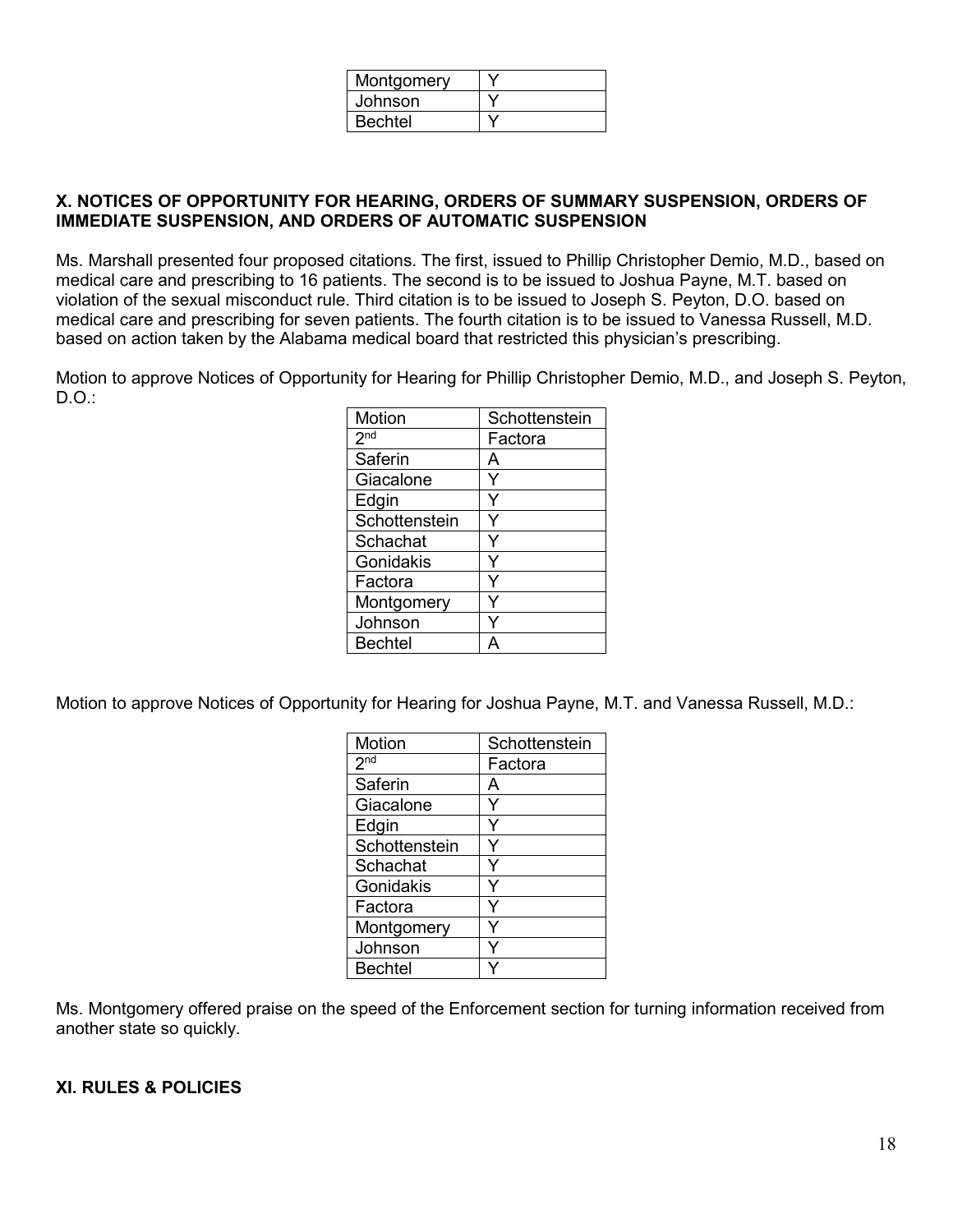| Montgomery | Y |
|---|---|
| Johnson | Y |
| Bechtel | Y |

### X. NOTICES OF OPPORTUNITY FOR HEARING, ORDERS OF SUMMARY SUSPENSION, ORDERS OF IMMEDIATE SUSPENSION, AND ORDERS OF AUTOMATIC SUSPENSION

Ms. Marshall presented four proposed citations. The first, issued to Phillip Christopher Demio, M.D., based on medical care and prescribing to 16 patients. The second is to be issued to Joshua Payne, M.T. based on violation of the sexual misconduct rule. Third citation is to be issued to Joseph S. Peyton, D.O. based on medical care and prescribing for seven patients. The fourth citation is to be issued to Vanessa Russell, M.D. based on action taken by the Alabama medical board that restricted this physician's prescribing.

Motion to approve Notices of Opportunity for Hearing for Phillip Christopher Demio, M.D., and Joseph S. Peyton, D.O.:

| Motion | Schottenstein |
|---|---|
| 2nd | Factora |
| Saferin | A |
| Giacalone | Y |
| Edgin | Y |
| Schottenstein | Y |
| Schachat | Y |
| Gonidakis | Y |
| Factora | Y |
| Montgomery | Y |
| Johnson | Y |
| Bechtel | A |

Motion to approve Notices of Opportunity for Hearing for Joshua Payne, M.T. and Vanessa Russell, M.D.:

| Motion | Schottenstein |
|---|---|
| 2nd | Factora |
| Saferin | A |
| Giacalone | Y |
| Edgin | Y |
| Schottenstein | Y |
| Schachat | Y |
| Gonidakis | Y |
| Factora | Y |
| Montgomery | Y |
| Johnson | Y |
| Bechtel | Y |

Ms. Montgomery offered praise on the speed of the Enforcement section for turning information received from another state so quickly.

### XI. RULES & POLICIES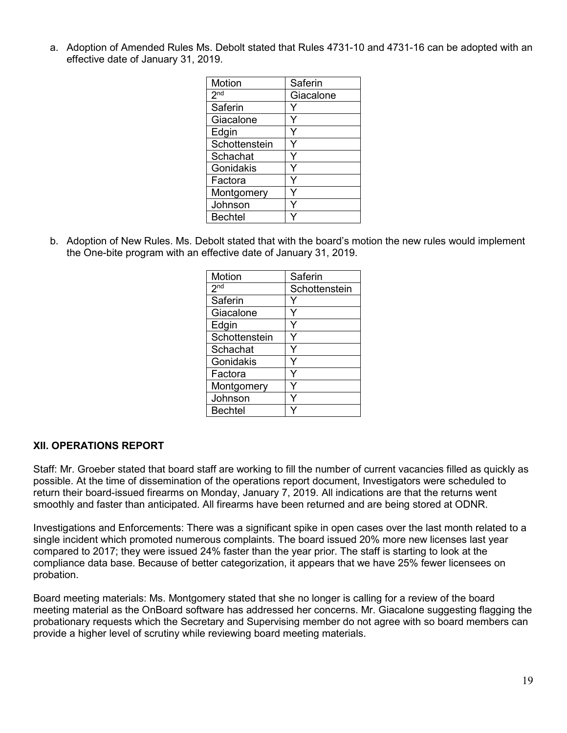a. Adoption of Amended Rules Ms. Debolt stated that Rules 4731-10 and 4731-16 can be adopted with an effective date of January 31, 2019.

| Motion | Saferin |
|---|---|
| 2nd | Giacalone |
| Saferin | Y |
| Giacalone | Y |
| Edgin | Y |
| Schottenstein | Y |
| Schachat | Y |
| Gonidakis | Y |
| Factora | Y |
| Montgomery | Y |
| Johnson | Y |
| Bechtel | Y |

b. Adoption of New Rules. Ms. Debolt stated that with the board's motion the new rules would implement the One-bite program with an effective date of January 31, 2019.

| Motion | Saferin |
|---|---|
| 2nd | Schottenstein |
| Saferin | Y |
| Giacalone | Y |
| Edgin | Y |
| Schottenstein | Y |
| Schachat | Y |
| Gonidakis | Y |
| Factora | Y |
| Montgomery | Y |
| Johnson | Y |
| Bechtel | Y |

## XII. OPERATIONS REPORT

Staff: Mr. Groeber stated that board staff are working to fill the number of current vacancies filled as quickly as possible. At the time of dissemination of the operations report document, Investigators were scheduled to return their board-issued firearms on Monday, January 7, 2019. All indications are that the returns went smoothly and faster than anticipated. All firearms have been returned and are being stored at ODNR.

Investigations and Enforcements: There was a significant spike in open cases over the last month related to a single incident which promoted numerous complaints. The board issued 20% more new licenses last year compared to 2017; they were issued 24% faster than the year prior. The staff is starting to look at the compliance data base. Because of better categorization, it appears that we have 25% fewer licensees on probation.

Board meeting materials: Ms. Montgomery stated that she no longer is calling for a review of the board meeting material as the OnBoard software has addressed her concerns. Mr. Giacalone suggesting flagging the probationary requests which the Secretary and Supervising member do not agree with so board members can provide a higher level of scrutiny while reviewing board meeting materials.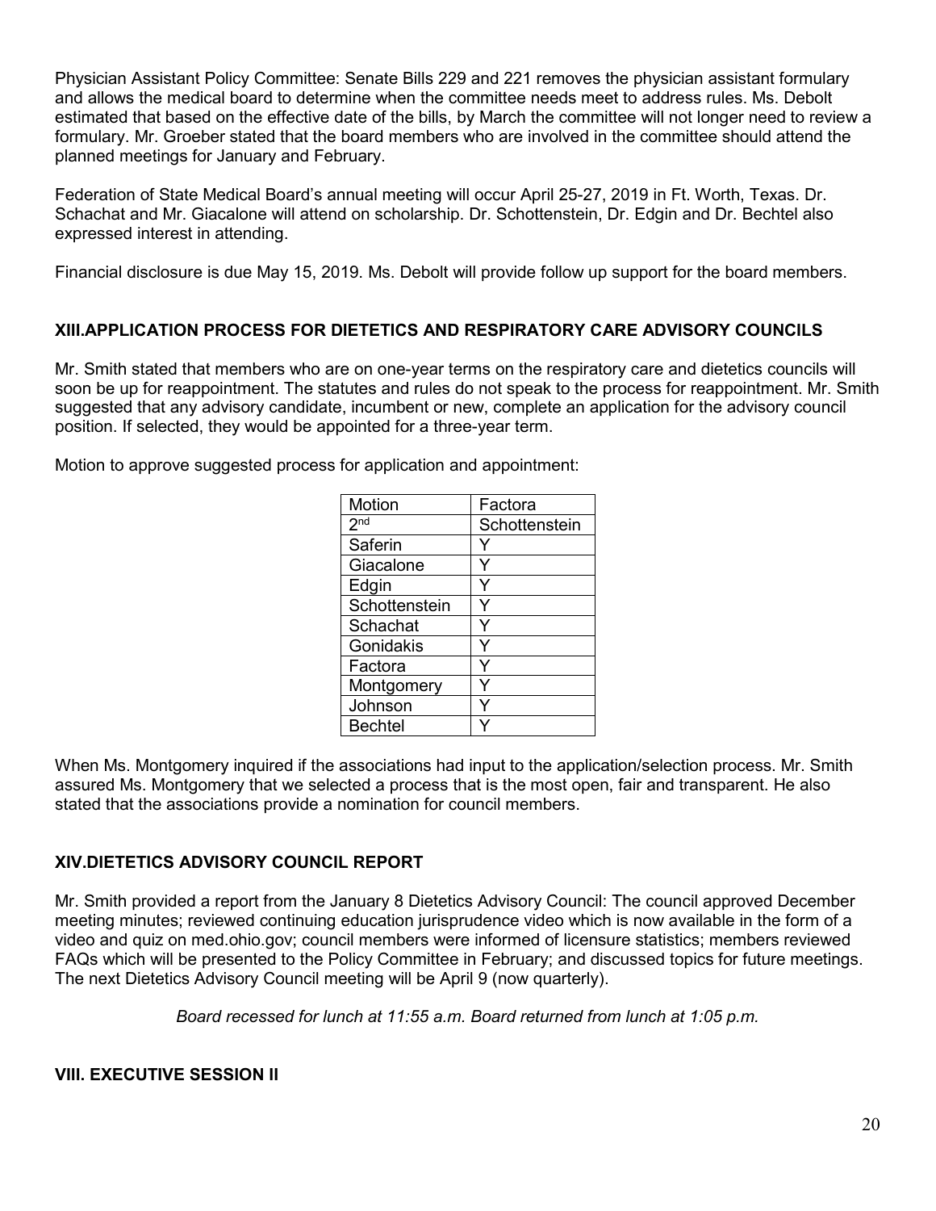Physician Assistant Policy Committee: Senate Bills 229 and 221 removes the physician assistant formulary and allows the medical board to determine when the committee needs meet to address rules. Ms. Debolt estimated that based on the effective date of the bills, by March the committee will not longer need to review a formulary. Mr. Groeber stated that the board members who are involved in the committee should attend the planned meetings for January and February.

Federation of State Medical Board's annual meeting will occur April 25-27, 2019 in Ft. Worth, Texas. Dr. Schachat and Mr. Giacalone will attend on scholarship. Dr. Schottenstein, Dr. Edgin and Dr. Bechtel also expressed interest in attending.

Financial disclosure is due May 15, 2019. Ms. Debolt will provide follow up support for the board members.

## XIII.APPLICATION PROCESS FOR DIETETICS AND RESPIRATORY CARE ADVISORY COUNCILS

Mr. Smith stated that members who are on one-year terms on the respiratory care and dietetics councils will soon be up for reappointment. The statutes and rules do not speak to the process for reappointment. Mr. Smith suggested that any advisory candidate, incumbent or new, complete an application for the advisory council position. If selected, they would be appointed for a three-year term.

Motion to approve suggested process for application and appointment:

| Motion | Factora |
|---|---|
| 2nd | Schottenstein |
| Saferin | Y |
| Giacalone | Y |
| Edgin | Y |
| Schottenstein | Y |
| Schachat | Y |
| Gonidakis | Y |
| Factora | Y |
| Montgomery | Y |
| Johnson | Y |
| Bechtel | Y |

When Ms. Montgomery inquired if the associations had input to the application/selection process. Mr. Smith assured Ms. Montgomery that we selected a process that is the most open, fair and transparent. He also stated that the associations provide a nomination for council members.

## XIV.DIETETICS ADVISORY COUNCIL REPORT

Mr. Smith provided a report from the January 8 Dietetics Advisory Council: The council approved December meeting minutes; reviewed continuing education jurisprudence video which is now available in the form of a video and quiz on med.ohio.gov; council members were informed of licensure statistics; members reviewed FAQs which will be presented to the Policy Committee in February; and discussed topics for future meetings. The next Dietetics Advisory Council meeting will be April 9 (now quarterly).

*Board recessed for lunch at 11:55 a.m. Board returned from lunch at 1:05 p.m.*

## VIII. EXECUTIVE SESSION II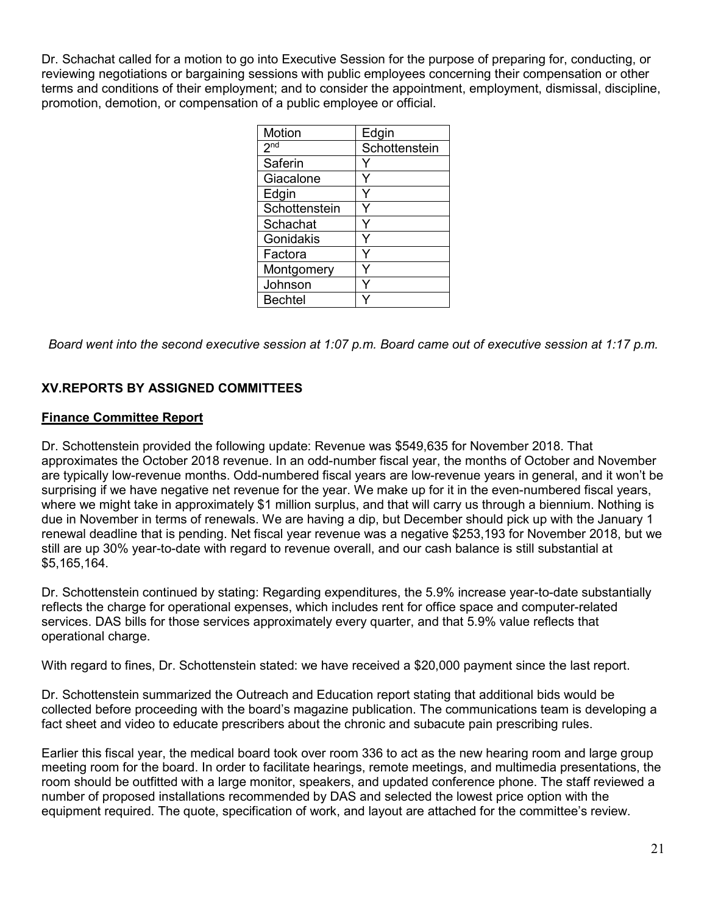Dr. Schachat called for a motion to go into Executive Session for the purpose of preparing for, conducting, or reviewing negotiations or bargaining sessions with public employees concerning their compensation or other terms and conditions of their employment; and to consider the appointment, employment, dismissal, discipline, promotion, demotion, or compensation of a public employee or official.

| Motion | Edgin |
|---|---|
| 2nd | Schottenstein |
| Saferin | Y |
| Giacalone | Y |
| Edgin | Y |
| Schottenstein | Y |
| Schachat | Y |
| Gonidakis | Y |
| Factora | Y |
| Montgomery | Y |
| Johnson | Y |
| Bechtel | Y |

*Board went into the second executive session at 1:07 p.m. Board came out of executive session at 1:17 p.m.*

## XV.REPORTS BY ASSIGNED COMMITTEES

**Finance Committee Report**

Dr. Schottenstein provided the following update: Revenue was $549,635 for November 2018. That approximates the October 2018 revenue. In an odd-number fiscal year, the months of October and November are typically low-revenue months. Odd-numbered fiscal years are low-revenue years in general, and it won't be surprising if we have negative net revenue for the year. We make up for it in the even-numbered fiscal years, where we might take in approximately $1 million surplus, and that will carry us through a biennium. Nothing is due in November in terms of renewals. We are having a dip, but December should pick up with the January 1 renewal deadline that is pending. Net fiscal year revenue was a negative $253,193 for November 2018, but we still are up 30% year-to-date with regard to revenue overall, and our cash balance is still substantial at $5,165,164.

Dr. Schottenstein continued by stating: Regarding expenditures, the 5.9% increase year-to-date substantially reflects the charge for operational expenses, which includes rent for office space and computer-related services. DAS bills for those services approximately every quarter, and that 5.9% value reflects that operational charge.

With regard to fines, Dr. Schottenstein stated: we have received a $20,000 payment since the last report.

Dr. Schottenstein summarized the Outreach and Education report stating that additional bids would be collected before proceeding with the board's magazine publication. The communications team is developing a fact sheet and video to educate prescribers about the chronic and subacute pain prescribing rules.

Earlier this fiscal year, the medical board took over room 336 to act as the new hearing room and large group meeting room for the board. In order to facilitate hearings, remote meetings, and multimedia presentations, the room should be outfitted with a large monitor, speakers, and updated conference phone. The staff reviewed a number of proposed installations recommended by DAS and selected the lowest price option with the equipment required. The quote, specification of work, and layout are attached for the committee's review.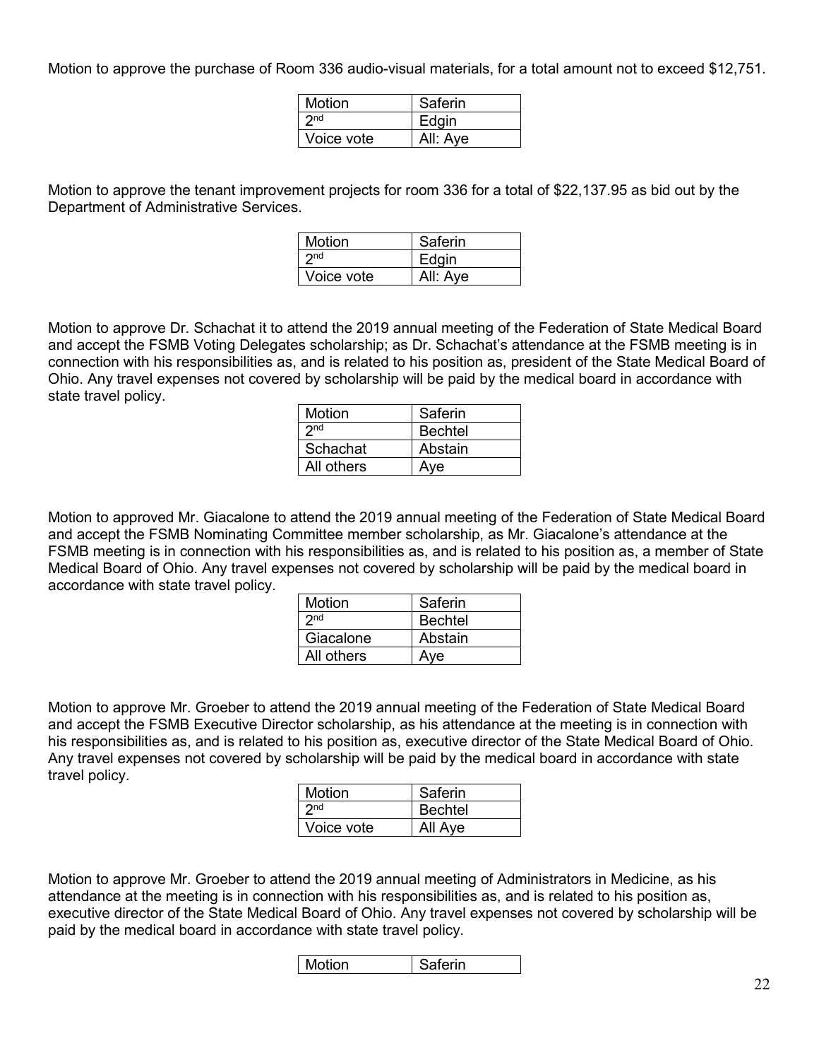Motion to approve the purchase of Room 336 audio-visual materials, for a total amount not to exceed $12,751.

| Motion | Saferin |
|---|---|
| 2nd | Edgin |
| Voice vote | All: Aye |

Motion to approve the tenant improvement projects for room 336 for a total of $22,137.95 as bid out by the Department of Administrative Services.

| Motion | Saferin |
|---|---|
| 2nd | Edgin |
| Voice vote | All: Aye |

Motion to approve Dr. Schachat it to attend the 2019 annual meeting of the Federation of State Medical Board and accept the FSMB Voting Delegates scholarship; as Dr. Schachat's attendance at the FSMB meeting is in connection with his responsibilities as, and is related to his position as, president of the State Medical Board of Ohio. Any travel expenses not covered by scholarship will be paid by the medical board in accordance with state travel policy.

| Motion | Saferin |
|---|---|
| 2nd | Bechtel |
| Schachat | Abstain |
| All others | Aye |

Motion to approved Mr. Giacalone to attend the 2019 annual meeting of the Federation of State Medical Board and accept the FSMB Nominating Committee member scholarship, as Mr. Giacalone's attendance at the FSMB meeting is in connection with his responsibilities as, and is related to his position as, a member of State Medical Board of Ohio. Any travel expenses not covered by scholarship will be paid by the medical board in accordance with state travel policy.

| Motion | Saferin |
|---|---|
| 2nd | Bechtel |
| Giacalone | Abstain |
| All others | Aye |

Motion to approve Mr. Groeber to attend the 2019 annual meeting of the Federation of State Medical Board and accept the FSMB Executive Director scholarship, as his attendance at the meeting is in connection with his responsibilities as, and is related to his position as, executive director of the State Medical Board of Ohio. Any travel expenses not covered by scholarship will be paid by the medical board in accordance with state travel policy.

| Motion | Saferin |
|---|---|
| 2nd | Bechtel |
| Voice vote | All Aye |

Motion to approve Mr. Groeber to attend the 2019 annual meeting of Administrators in Medicine, as his attendance at the meeting is in connection with his responsibilities as, and is related to his position as, executive director of the State Medical Board of Ohio. Any travel expenses not covered by scholarship will be paid by the medical board in accordance with state travel policy.

| Motion | Saferin |
|---|---|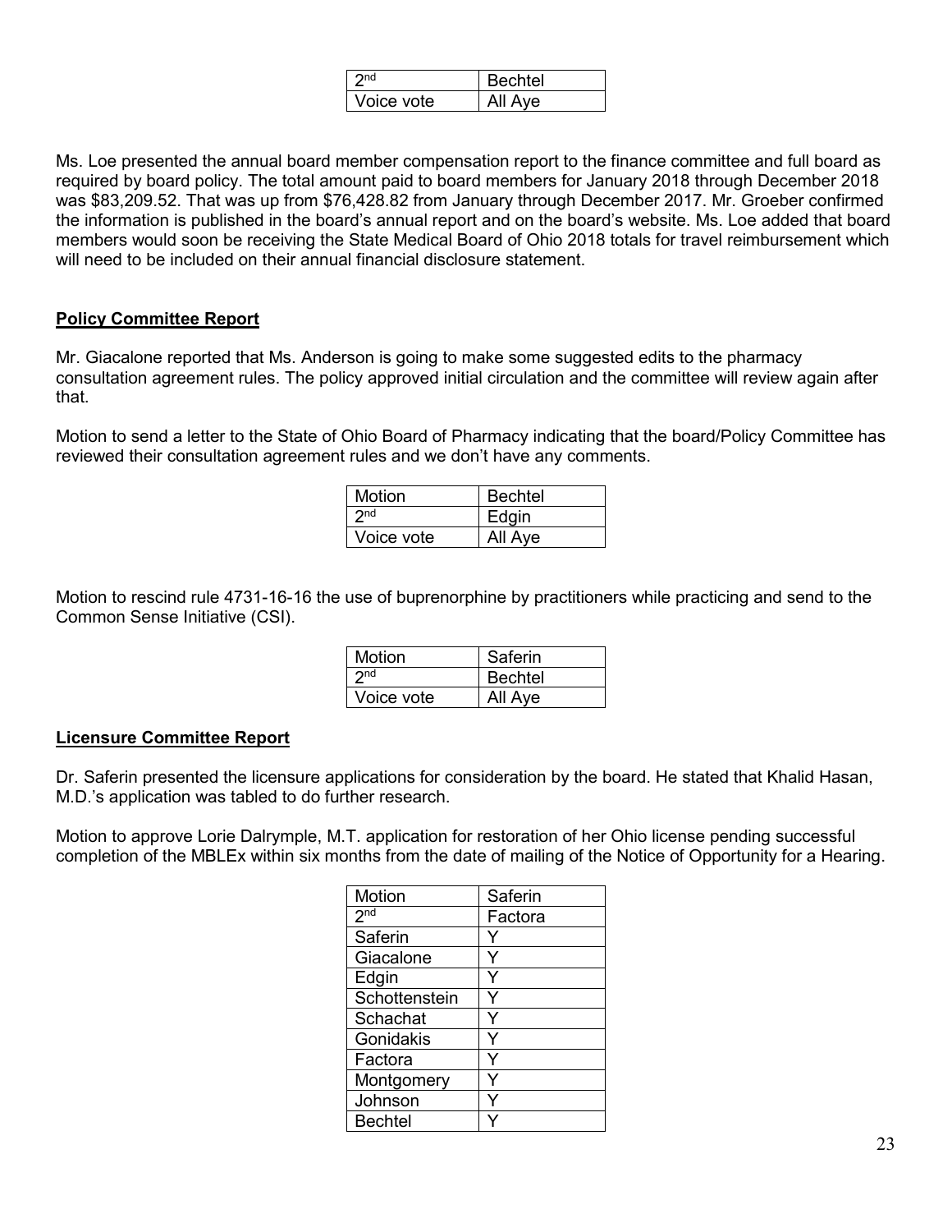| 2nd | Bechtel |
|---|---|
| Voice vote | All Aye |

Ms. Loe presented the annual board member compensation report to the finance committee and full board as required by board policy. The total amount paid to board members for January 2018 through December 2018 was $83,209.52. That was up from $76,428.82 from January through December 2017. Mr. Groeber confirmed the information is published in the board's annual report and on the board's website. Ms. Loe added that board members would soon be receiving the State Medical Board of Ohio 2018 totals for travel reimbursement which will need to be included on their annual financial disclosure statement.

**Policy Committee Report**

Mr. Giacalone reported that Ms. Anderson is going to make some suggested edits to the pharmacy consultation agreement rules. The policy approved initial circulation and the committee will review again after that.

Motion to send a letter to the State of Ohio Board of Pharmacy indicating that the board/Policy Committee has reviewed their consultation agreement rules and we don't have any comments.

| Motion | Bechtel |
|---|---|
| 2nd | Edgin |
| Voice vote | All Aye |

Motion to rescind rule 4731-16-16 the use of buprenorphine by practitioners while practicing and send to the Common Sense Initiative (CSI).

| Motion | Saferin |
|---|---|
| 2nd | Bechtel |
| Voice vote | All Aye |

**Licensure Committee Report**

Dr. Saferin presented the licensure applications for consideration by the board. He stated that Khalid Hasan, M.D.'s application was tabled to do further research.

Motion to approve Lorie Dalrymple, M.T. application for restoration of her Ohio license pending successful completion of the MBLEx within six months from the date of mailing of the Notice of Opportunity for a Hearing.

| Motion | Saferin |
|---|---|
| 2nd | Factora |
| Saferin | Y |
| Giacalone | Y |
| Edgin | Y |
| Schottenstein | Y |
| Schachat | Y |
| Gonidakis | Y |
| Factora | Y |
| Montgomery | Y |
| Johnson | Y |
| Bechtel | Y |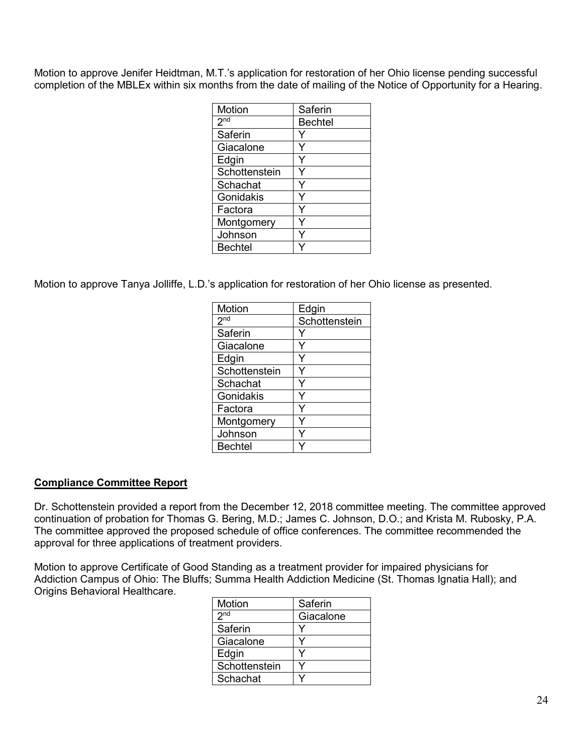Motion to approve Jenifer Heidtman, M.T.'s application for restoration of her Ohio license pending successful completion of the MBLEx within six months from the date of mailing of the Notice of Opportunity for a Hearing.

| Motion | Saferin |
|---|---|
| 2nd | Bechtel |
| Saferin | Y |
| Giacalone | Y |
| Edgin | Y |
| Schottenstein | Y |
| Schachat | Y |
| Gonidakis | Y |
| Factora | Y |
| Montgomery | Y |
| Johnson | Y |
| Bechtel | Y |

Motion to approve Tanya Jolliffe, L.D.'s application for restoration of her Ohio license as presented.

| Motion | Edgin |
|---|---|
| 2nd | Schottenstein |
| Saferin | Y |
| Giacalone | Y |
| Edgin | Y |
| Schottenstein | Y |
| Schachat | Y |
| Gonidakis | Y |
| Factora | Y |
| Montgomery | Y |
| Johnson | Y |
| Bechtel | Y |

**Compliance Committee Report**

Dr. Schottenstein provided a report from the December 12, 2018 committee meeting. The committee approved continuation of probation for Thomas G. Bering, M.D.; James C. Johnson, D.O.; and Krista M. Rubosky, P.A. The committee approved the proposed schedule of office conferences. The committee recommended the approval for three applications of treatment providers.

Motion to approve Certificate of Good Standing as a treatment provider for impaired physicians for Addiction Campus of Ohio: The Bluffs; Summa Health Addiction Medicine (St. Thomas Ignatia Hall); and Origins Behavioral Healthcare.

| Motion | Saferin |
|---|---|
| 2nd | Giacalone |
| Saferin | Y |
| Giacalone | Y |
| Edgin | Y |
| Schottenstein | Y |
| Schachat | Y |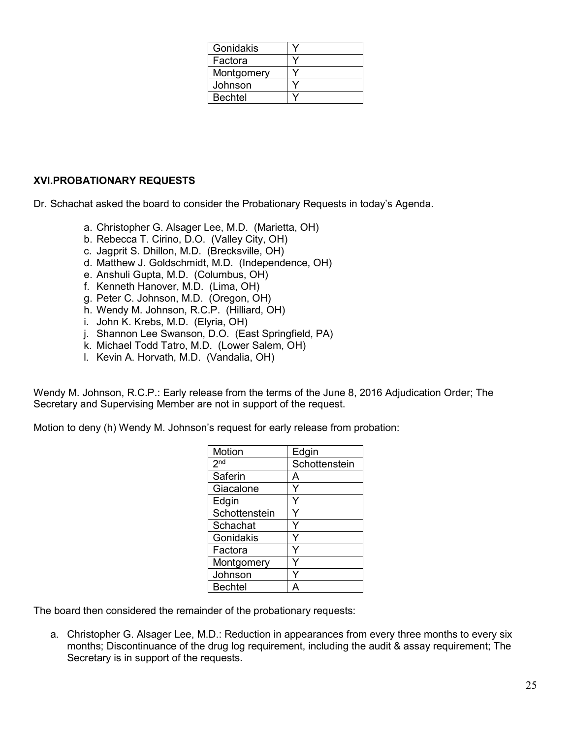| Gonidakis | Y |
|---|---|
| Factora | Y |
| Montgomery | Y |
| Johnson | Y |
| Bechtel | Y |

## XVI.PROBATIONARY REQUESTS

Dr. Schachat asked the board to consider the Probationary Requests in today's Agenda.

a. Christopher G. Alsager Lee, M.D. (Marietta, OH)
b. Rebecca T. Cirino, D.O. (Valley City, OH)
c. Jagprit S. Dhillon, M.D. (Brecksville, OH)
d. Matthew J. Goldschmidt, M.D. (Independence, OH)
e. Anshuli Gupta, M.D. (Columbus, OH)
f. Kenneth Hanover, M.D. (Lima, OH)
g. Peter C. Johnson, M.D. (Oregon, OH)
h. Wendy M. Johnson, R.C.P. (Hilliard, OH)
i. John K. Krebs, M.D. (Elyria, OH)
j. Shannon Lee Swanson, D.O. (East Springfield, PA)
k. Michael Todd Tatro, M.D. (Lower Salem, OH)
l. Kevin A. Horvath, M.D. (Vandalia, OH)

Wendy M. Johnson, R.C.P.: Early release from the terms of the June 8, 2016 Adjudication Order; The Secretary and Supervising Member are not in support of the request.

Motion to deny (h) Wendy M. Johnson's request for early release from probation:

| Motion | Edgin |
|---|---|
| 2nd | Schottenstein |
| Saferin | A |
| Giacalone | Y |
| Edgin | Y |
| Schottenstein | Y |
| Schachat | Y |
| Gonidakis | Y |
| Factora | Y |
| Montgomery | Y |
| Johnson | Y |
| Bechtel | A |

The board then considered the remainder of the probationary requests:

a. Christopher G. Alsager Lee, M.D.: Reduction in appearances from every three months to every six months; Discontinuance of the drug log requirement, including the audit & assay requirement; The Secretary is in support of the requests.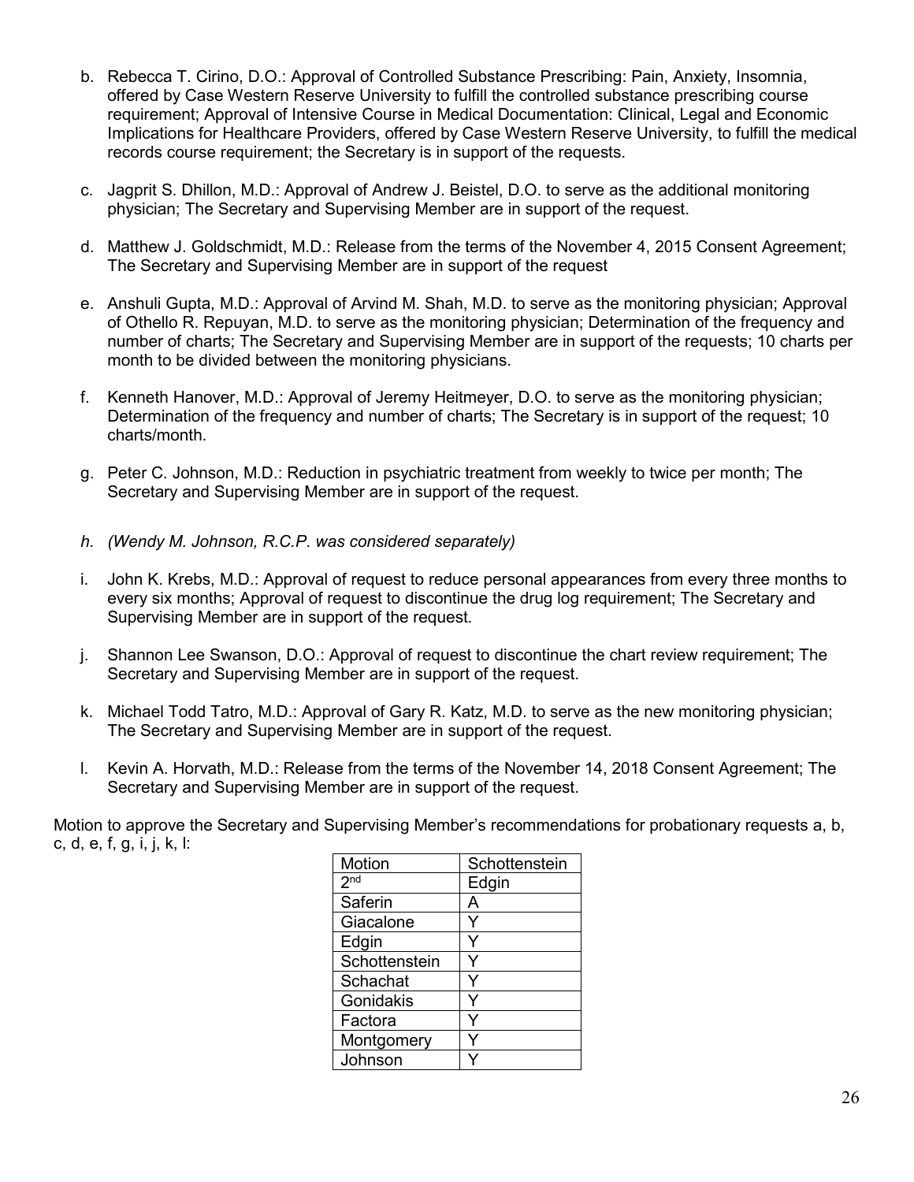b. Rebecca T. Cirino, D.O.: Approval of Controlled Substance Prescribing: Pain, Anxiety, Insomnia, offered by Case Western Reserve University to fulfill the controlled substance prescribing course requirement; Approval of Intensive Course in Medical Documentation: Clinical, Legal and Economic Implications for Healthcare Providers, offered by Case Western Reserve University, to fulfill the medical records course requirement; the Secretary is in support of the requests.

c. Jagprit S. Dhillon, M.D.: Approval of Andrew J. Beistel, D.O. to serve as the additional monitoring physician; The Secretary and Supervising Member are in support of the request.

d. Matthew J. Goldschmidt, M.D.: Release from the terms of the November 4, 2015 Consent Agreement; The Secretary and Supervising Member are in support of the request

e. Anshuli Gupta, M.D.: Approval of Arvind M. Shah, M.D. to serve as the monitoring physician; Approval of Othello R. Repuyan, M.D. to serve as the monitoring physician; Determination of the frequency and number of charts; The Secretary and Supervising Member are in support of the requests; 10 charts per month to be divided between the monitoring physicians.

f. Kenneth Hanover, M.D.: Approval of Jeremy Heitmeyer, D.O. to serve as the monitoring physician; Determination of the frequency and number of charts; The Secretary is in support of the request; 10 charts/month.

g. Peter C. Johnson, M.D.: Reduction in psychiatric treatment from weekly to twice per month; The Secretary and Supervising Member are in support of the request.

*h. (Wendy M. Johnson, R.C.P. was considered separately)*

i. John K. Krebs, M.D.: Approval of request to reduce personal appearances from every three months to every six months; Approval of request to discontinue the drug log requirement; The Secretary and Supervising Member are in support of the request.

j. Shannon Lee Swanson, D.O.: Approval of request to discontinue the chart review requirement; The Secretary and Supervising Member are in support of the request.

k. Michael Todd Tatro, M.D.: Approval of Gary R. Katz, M.D. to serve as the new monitoring physician; The Secretary and Supervising Member are in support of the request.

l. Kevin A. Horvath, M.D.: Release from the terms of the November 14, 2018 Consent Agreement; The Secretary and Supervising Member are in support of the request.

Motion to approve the Secretary and Supervising Member's recommendations for probationary requests a, b, c, d, e, f, g, i, j, k, l:

| Motion | Schottenstein |
|---|---|
| 2nd | Edgin |
| Saferin | A |
| Giacalone | Y |
| Edgin | Y |
| Schottenstein | Y |
| Schachat | Y |
| Gonidakis | Y |
| Factora | Y |
| Montgomery | Y |
| Johnson | Y |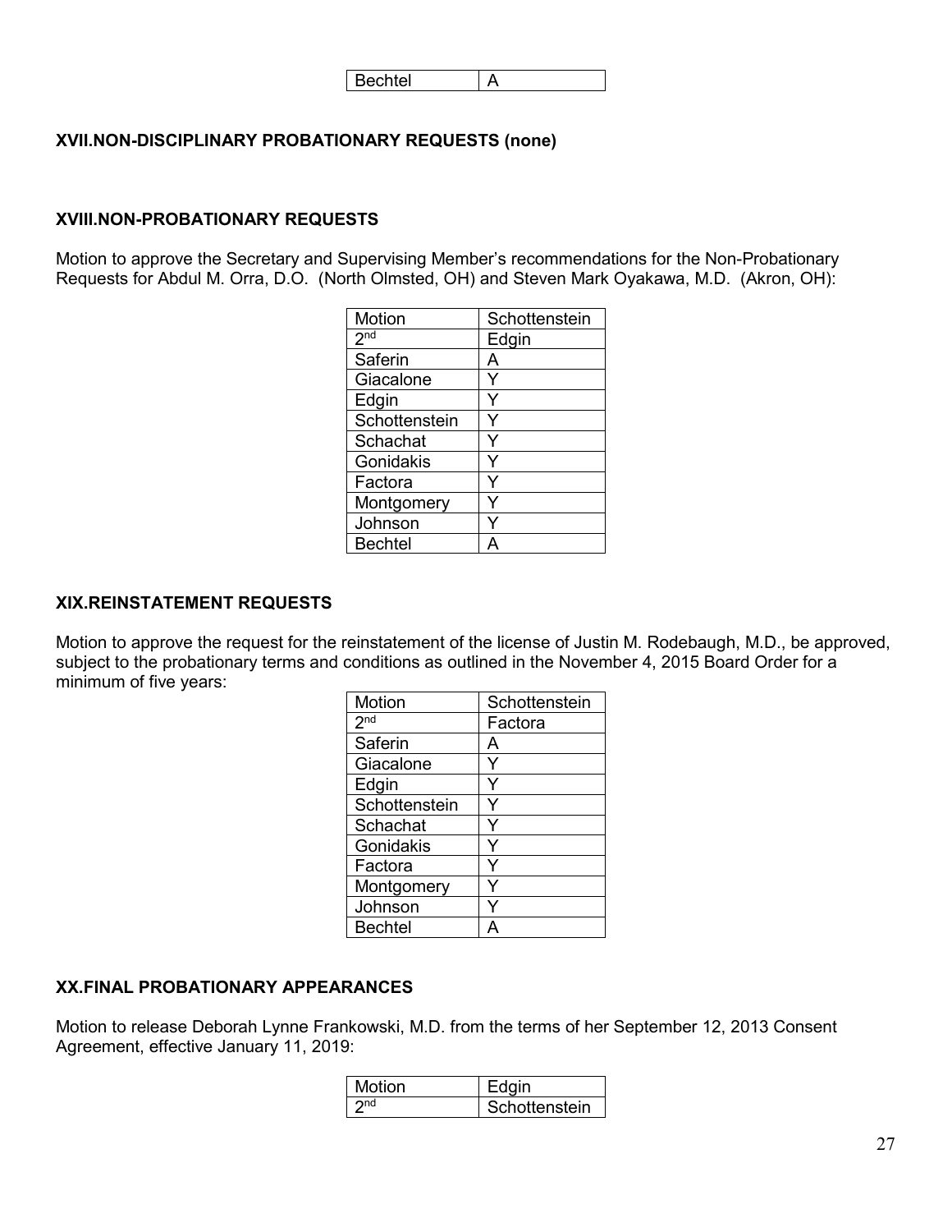| Bechtel | A |
|---|---|

## XVII.NON-DISCIPLINARY PROBATIONARY REQUESTS (none)

## XVIII.NON-PROBATIONARY REQUESTS

Motion to approve the Secretary and Supervising Member's recommendations for the Non-Probationary Requests for Abdul M. Orra, D.O. (North Olmsted, OH) and Steven Mark Oyakawa, M.D. (Akron, OH):

| Motion | Schottenstein |
|---|---|
| 2nd | Edgin |
| Saferin | A |
| Giacalone | Y |
| Edgin | Y |
| Schottenstein | Y |
| Schachat | Y |
| Gonidakis | Y |
| Factora | Y |
| Montgomery | Y |
| Johnson | Y |
| Bechtel | A |

## XIX.REINSTATEMENT REQUESTS

Motion to approve the request for the reinstatement of the license of Justin M. Rodebaugh, M.D., be approved, subject to the probationary terms and conditions as outlined in the November 4, 2015 Board Order for a minimum of five years:

| Motion | Schottenstein |
|---|---|
| 2nd | Factora |
| Saferin | A |
| Giacalone | Y |
| Edgin | Y |
| Schottenstein | Y |
| Schachat | Y |
| Gonidakis | Y |
| Factora | Y |
| Montgomery | Y |
| Johnson | Y |
| Bechtel | A |

## XX.FINAL PROBATIONARY APPEARANCES

Motion to release Deborah Lynne Frankowski, M.D. from the terms of her September 12, 2013 Consent Agreement, effective January 11, 2019:

| Motion | Edgin |
|---|---|
| 2nd | Schottenstein |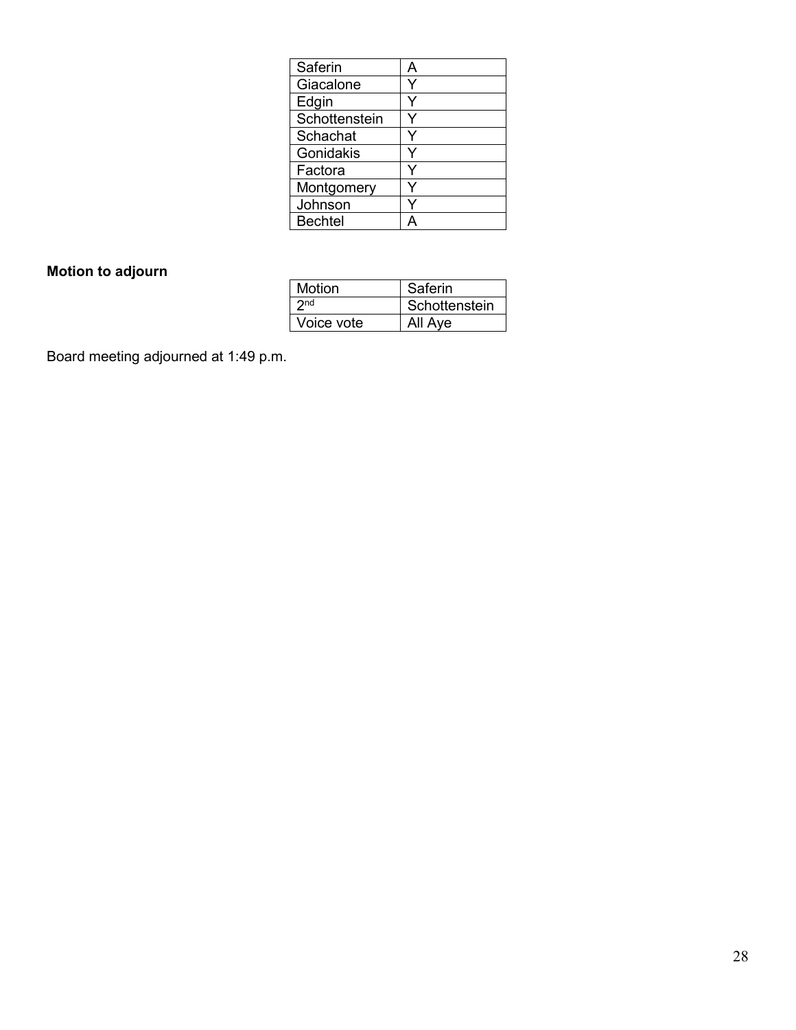| | |
|---|---|
| Saferin | A |
| Giacalone | Y |
| Edgin | Y |
| Schottenstein | Y |
| Schachat | Y |
| Gonidakis | Y |
| Factora | Y |
| Montgomery | Y |
| Johnson | Y |
| Bechtel | A |

**Motion to adjourn**

| | |
|---|---|
| Motion | Saferin |
| 2nd | Schottenstein |
| Voice vote | All Aye |

Board meeting adjourned at 1:49 p.m.